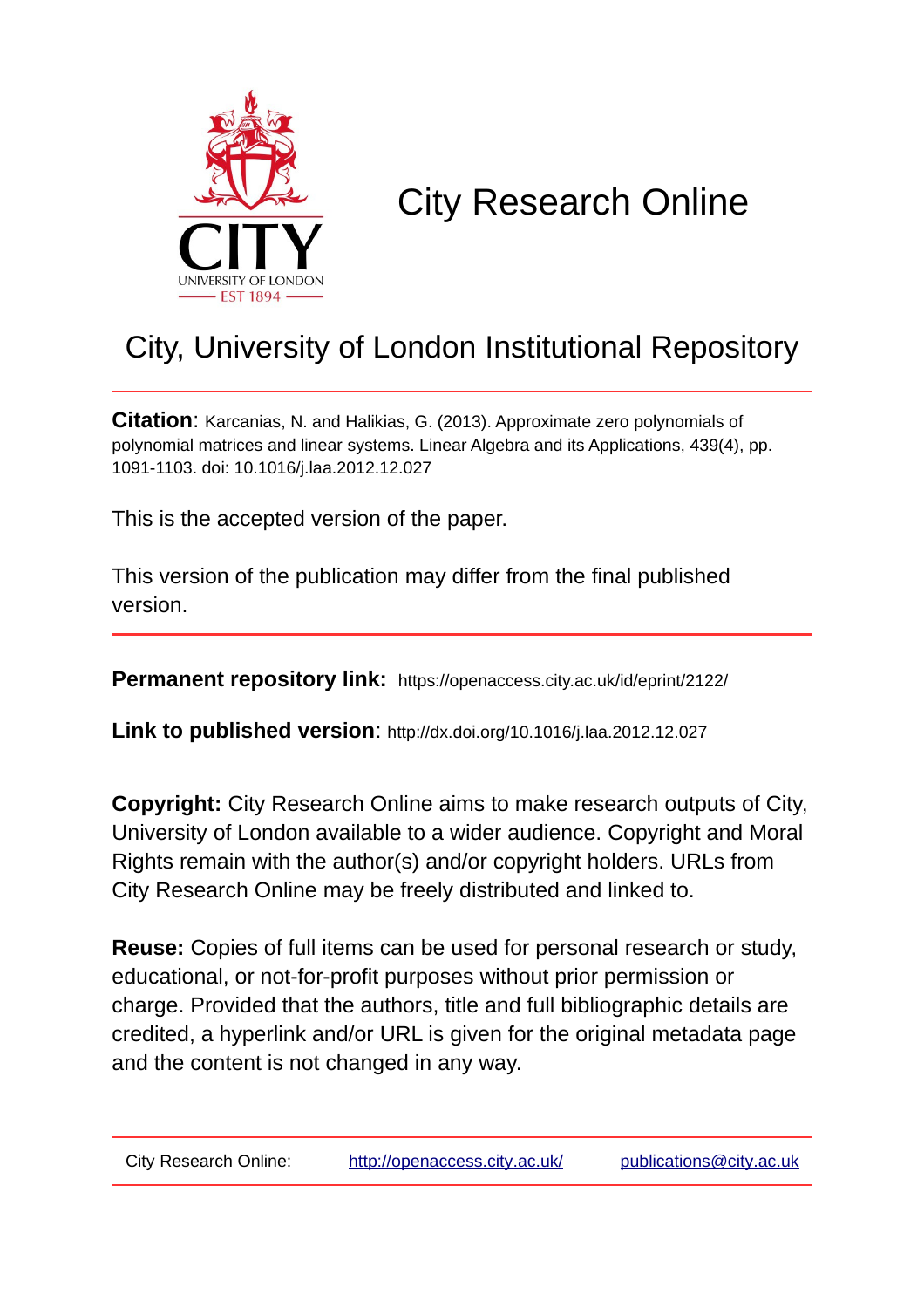# City Research Online

## City, University of London Institutional Repository

**Citation**: Karcanias, N. and Halikias, G. (2013). Approximate zero polynomials of polynomial matrices and linear systems. Linear Algebra and its Applications, 439(4), pp. 1091-1103. doi: 10.1016/j.laa.2012.12.027

This is the accepted version of the paper.

This version of the publication may differ from the final published version.

**Permanent repository link:** https://openaccess.city.ac.uk/id/eprint/2122/

**Link to published version**: http://dx.doi.org/10.1016/j.laa.2012.12.027

**Copyright:** City Research Online aims to make research outputs of City, University of London available to a wider audience. Copyright and Moral Rights remain with the author(s) and/or copyright holders. URLs from City Research Online may be freely distributed and linked to.

**Reuse:** Copies of full items can be used for personal research or study, educational, or not-for-profit purposes without prior permission or charge. Provided that the authors, title and full bibliographic details are credited, a hyperlink and/or URL is given for the original metadata page and the content is not changed in any way.

City Research Online: http://openaccess.city.ac.uk/ publications@city.ac.uk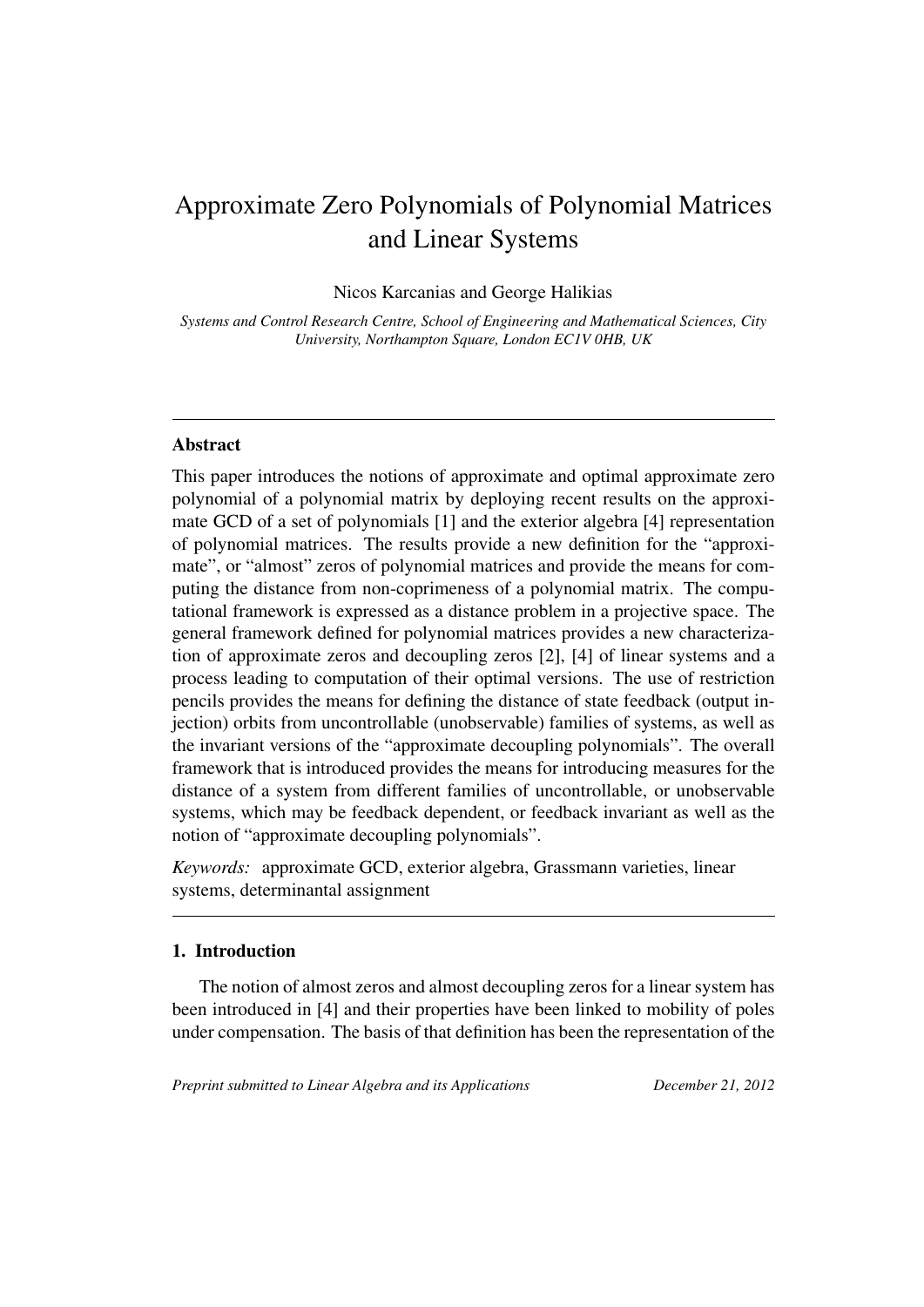# Approximate Zero Polynomials of Polynomial Matrices and Linear Systems

Nicos Karcanias and George Halikias

*Systems and Control Research Centre, School of Engineering and Mathematical Sciences, City University, Northampton Square, London EC1V 0HB, UK*

---

## Abstract

This paper introduces the notions of approximate and optimal approximate zero polynomial of a polynomial matrix by deploying recent results on the approximate GCD of a set of polynomials [1] and the exterior algebra [4] representation of polynomial matrices. The results provide a new definition for the "approximate", or "almost" zeros of polynomial matrices and provide the means for computing the distance from non-coprimeness of a polynomial matrix. The computational framework is expressed as a distance problem in a projective space. The general framework defined for polynomial matrices provides a new characterization of approximate zeros and decoupling zeros [2], [4] of linear systems and a process leading to computation of their optimal versions. The use of restriction pencils provides the means for defining the distance of state feedback (output injection) orbits from uncontrollable (unobservable) families of systems, as well as the invariant versions of the "approximate decoupling polynomials". The overall framework that is introduced provides the means for introducing measures for the distance of a system from different families of uncontrollable, or unobservable systems, which may be feedback dependent, or feedback invariant as well as the notion of "approximate decoupling polynomials".

*Keywords:* approximate GCD, exterior algebra, Grassmann varieties, linear systems, determinantal assignment

---

## 1. Introduction

The notion of almost zeros and almost decoupling zeros for a linear system has been introduced in [4] and their properties have been linked to mobility of poles under compensation. The basis of that definition has been the representation of the

*Preprint submitted to Linear Algebra and its Applications — December 21, 2012*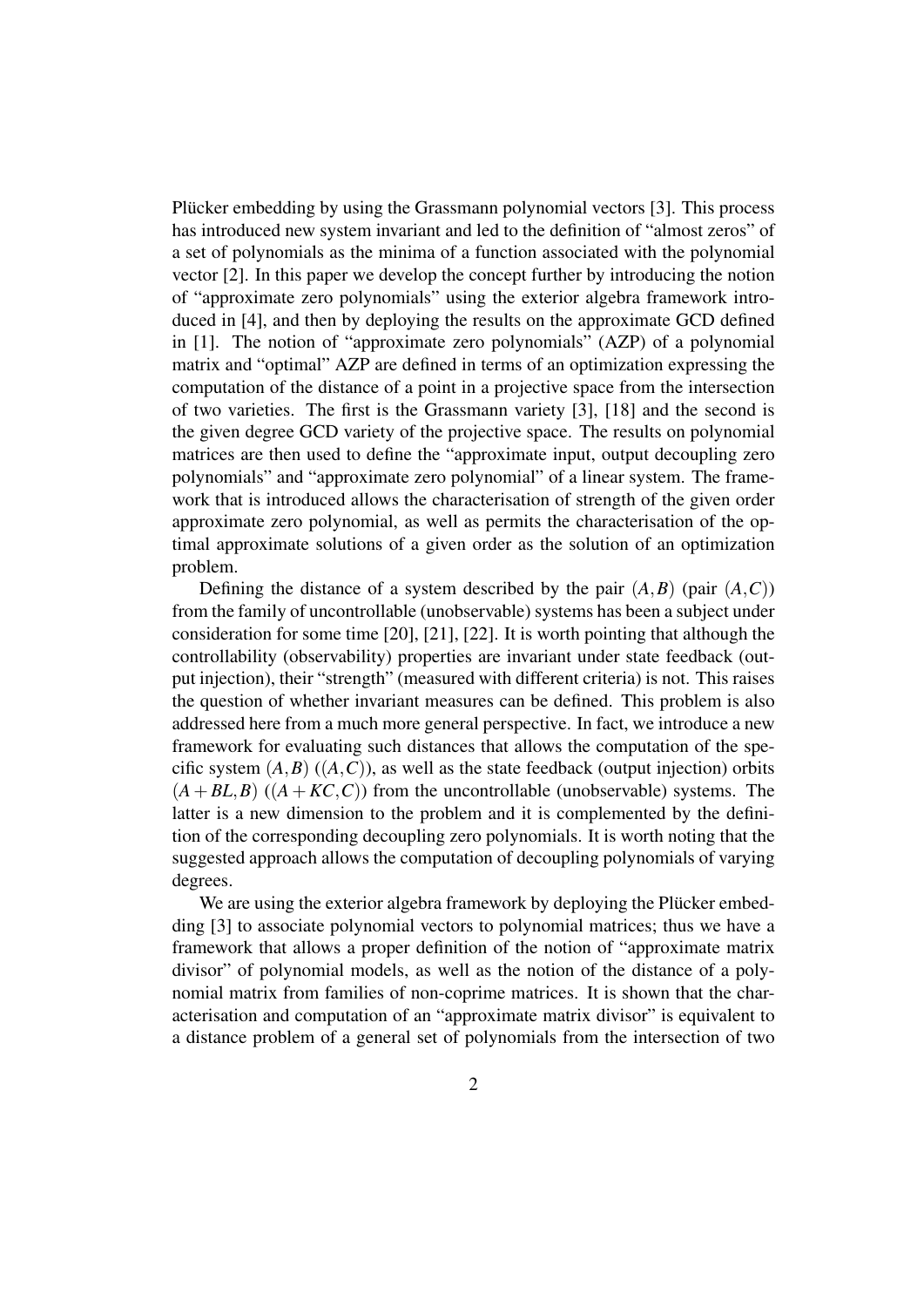Plücker embedding by using the Grassmann polynomial vectors [3]. This process has introduced new system invariant and led to the definition of "almost zeros" of a set of polynomials as the minima of a function associated with the polynomial vector [2]. In this paper we develop the concept further by introducing the notion of "approximate zero polynomials" using the exterior algebra framework introduced in [4], and then by deploying the results on the approximate GCD defined in [1]. The notion of "approximate zero polynomials" (AZP) of a polynomial matrix and "optimal" AZP are defined in terms of an optimization expressing the computation of the distance of a point in a projective space from the intersection of two varieties. The first is the Grassmann variety [3], [18] and the second is the given degree GCD variety of the projective space. The results on polynomial matrices are then used to define the "approximate input, output decoupling zero polynomials" and "approximate zero polynomial" of a linear system. The framework that is introduced allows the characterisation of strength of the given order approximate zero polynomial, as well as permits the characterisation of the optimal approximate solutions of a given order as the solution of an optimization problem.

Defining the distance of a system described by the pair $(A,B)$ (pair $(A,C)$) from the family of uncontrollable (unobservable) systems has been a subject under consideration for some time [20], [21], [22]. It is worth pointing that although the controllability (observability) properties are invariant under state feedback (output injection), their "strength" (measured with different criteria) is not. This raises the question of whether invariant measures can be defined. This problem is also addressed here from a much more general perspective. In fact, we introduce a new framework for evaluating such distances that allows the computation of the specific system $(A,B)$ ($(A,C)$), as well as the state feedback (output injection) orbits $(A+BL,B)$ ($(A+KC,C)$) from the uncontrollable (unobservable) systems. The latter is a new dimension to the problem and it is complemented by the definition of the corresponding decoupling zero polynomials. It is worth noting that the suggested approach allows the computation of decoupling polynomials of varying degrees.

We are using the exterior algebra framework by deploying the Plücker embedding [3] to associate polynomial vectors to polynomial matrices; thus we have a framework that allows a proper definition of the notion of "approximate matrix divisor" of polynomial models, as well as the notion of the distance of a polynomial matrix from families of non-coprime matrices. It is shown that the characterisation and computation of an "approximate matrix divisor" is equivalent to a distance problem of a general set of polynomials from the intersection of two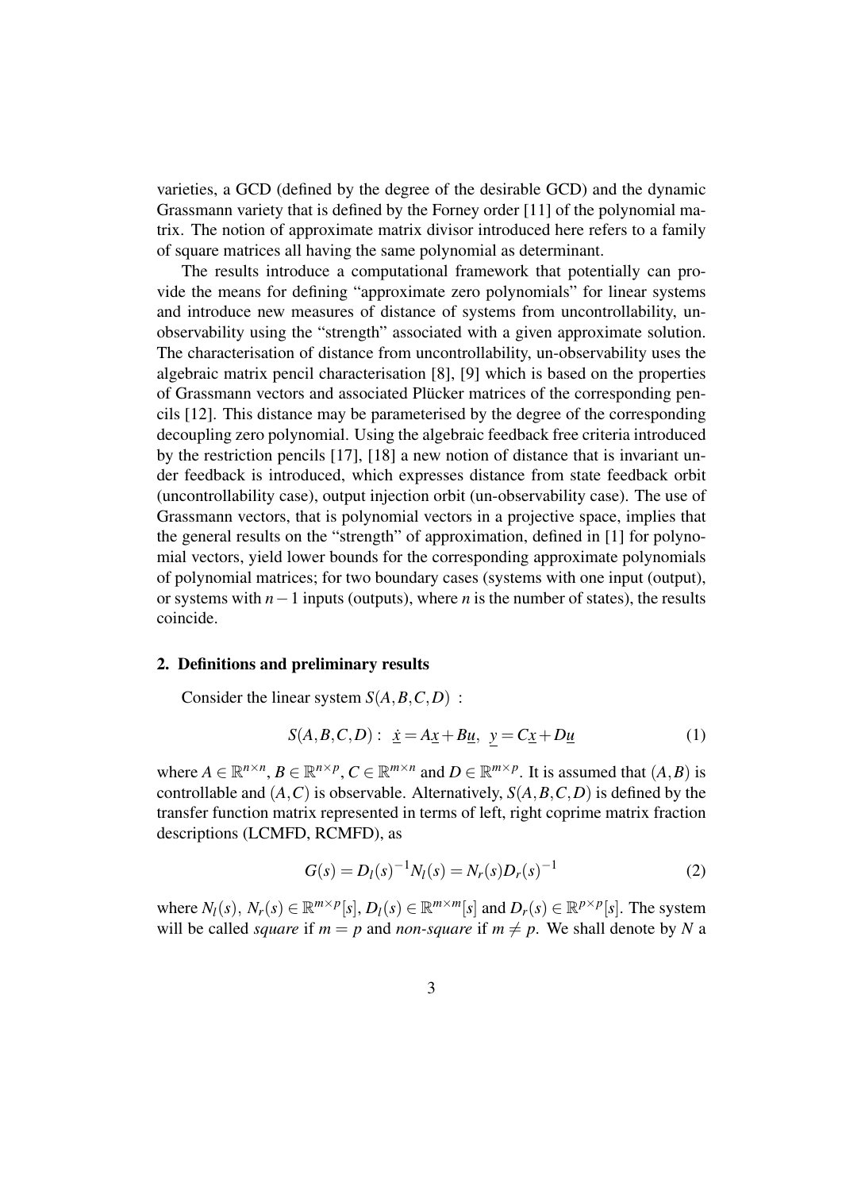varieties, a GCD (defined by the degree of the desirable GCD) and the dynamic Grassmann variety that is defined by the Forney order [11] of the polynomial matrix. The notion of approximate matrix divisor introduced here refers to a family of square matrices all having the same polynomial as determinant.

The results introduce a computational framework that potentially can provide the means for defining "approximate zero polynomials" for linear systems and introduce new measures of distance of systems from uncontrollability, unobservability using the "strength" associated with a given approximate solution. The characterisation of distance from uncontrollability, un-observability uses the algebraic matrix pencil characterisation [8], [9] which is based on the properties of Grassmann vectors and associated Plücker matrices of the corresponding pencils [12]. This distance may be parameterised by the degree of the corresponding decoupling zero polynomial. Using the algebraic feedback free criteria introduced by the restriction pencils [17], [18] a new notion of distance that is invariant under feedback is introduced, which expresses distance from state feedback orbit (uncontrollability case), output injection orbit (un-observability case). The use of Grassmann vectors, that is polynomial vectors in a projective space, implies that the general results on the "strength" of approximation, defined in [1] for polynomial vectors, yield lower bounds for the corresponding approximate polynomials of polynomial matrices; for two boundary cases (systems with one input (output), or systems with $n-1$ inputs (outputs), where $n$ is the number of states), the results coincide.

## 2. Definitions and preliminary results

Consider the linear system $S(A,B,C,D)$ :

$$S(A,B,C,D): \ \underline{\dot{x}} = A\underline{x} + B\underline{u}, \ \ \underline{y} = C\underline{x} + D\underline{u} \tag{1}$$

where $A \in \mathbb{R}^{n\times n}$, $B \in \mathbb{R}^{n\times p}$, $C \in \mathbb{R}^{m\times n}$ and $D \in \mathbb{R}^{m\times p}$. It is assumed that $(A,B)$ is controllable and $(A,C)$ is observable. Alternatively, $S(A,B,C,D)$ is defined by the transfer function matrix represented in terms of left, right coprime matrix fraction descriptions (LCMFD, RCMFD), as

$$G(s) = D_l(s)^{-1}N_l(s) = N_r(s)D_r(s)^{-1} \tag{2}$$

where $N_l(s)$, $N_r(s) \in \mathbb{R}^{m\times p}[s]$, $D_l(s) \in \mathbb{R}^{m\times m}[s]$ and $D_r(s) \in \mathbb{R}^{p\times p}[s]$. The system will be called *square* if $m = p$ and *non-square* if $m \neq p$. We shall denote by $N$ a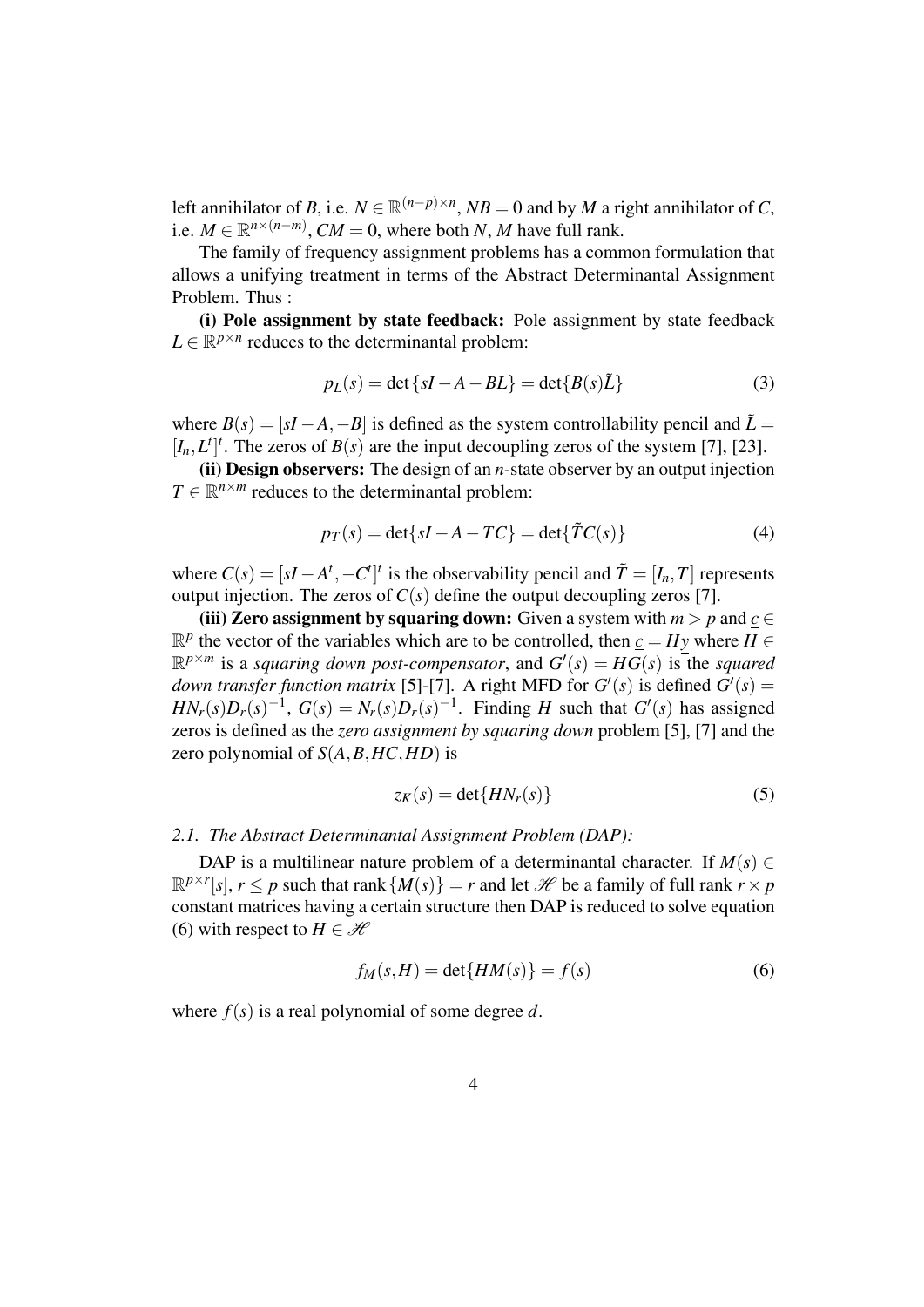left annihilator of $B$, i.e. $N \in \mathbb{R}^{(n-p)\times n}$, $NB = 0$ and by $M$ a right annihilator of $C$, i.e. $M \in \mathbb{R}^{n\times(n-m)}$, $CM = 0$, where both $N$, $M$ have full rank.

The family of frequency assignment problems has a common formulation that allows a unifying treatment in terms of the Abstract Determinantal Assignment Problem. Thus :

**(i) Pole assignment by state feedback:** Pole assignment by state feedback $L \in \mathbb{R}^{p\times n}$ reduces to the determinantal problem:

$$p_L(s) = \det\{sI - A - BL\} = \det\{B(s)\tilde{L}\} \tag{3}$$

where $B(s) = [sI - A, -B]$ is defined as the system controllability pencil and $\tilde{L} = [I_n, L^t]^t$. The zeros of $B(s)$ are the input decoupling zeros of the system [7], [23].

**(ii) Design observers:** The design of an $n$-state observer by an output injection $T \in \mathbb{R}^{n\times m}$ reduces to the determinantal problem:

$$p_T(s) = \det\{sI - A - TC\} = \det\{\tilde{T}C(s)\} \tag{4}$$

where $C(s) = [sI - A^t, -C^t]^t$ is the observability pencil and $\tilde{T} = [I_n, T]$ represents output injection. The zeros of $C(s)$ define the output decoupling zeros [7].

**(iii) Zero assignment by squaring down:** Given a system with $m > p$ and $\underline{c} \in \mathbb{R}^p$ the vector of the variables which are to be controlled, then $\underline{c} = H\underline{y}$ where $H \in \mathbb{R}^{p\times m}$ is a *squaring down post-compensator*, and $G'(s) = HG(s)$ is the *squared down transfer function matrix* [5]-[7]. A right MFD for $G'(s)$ is defined $G'(s) = HN_r(s)D_r(s)^{-1}$, $G(s) = N_r(s)D_r(s)^{-1}$. Finding $H$ such that $G'(s)$ has assigned zeros is defined as the *zero assignment by squaring down* problem [5], [7] and the zero polynomial of $S(A, B, HC, HD)$ is

$$z_K(s) = \det\{HN_r(s)\} \tag{5}$$

### *2.1. The Abstract Determinantal Assignment Problem (DAP):*

DAP is a multilinear nature problem of a determinantal character. If $M(s) \in \mathbb{R}^{p\times r}[s]$, $r \leq p$ such that rank$\{M(s)\} = r$ and let $\mathscr{H}$ be a family of full rank $r \times p$ constant matrices having a certain structure then DAP is reduced to solve equation (6) with respect to $H \in \mathscr{H}$

$$f_M(s, H) = \det\{HM(s)\} = f(s) \tag{6}$$

where $f(s)$ is a real polynomial of some degree $d$.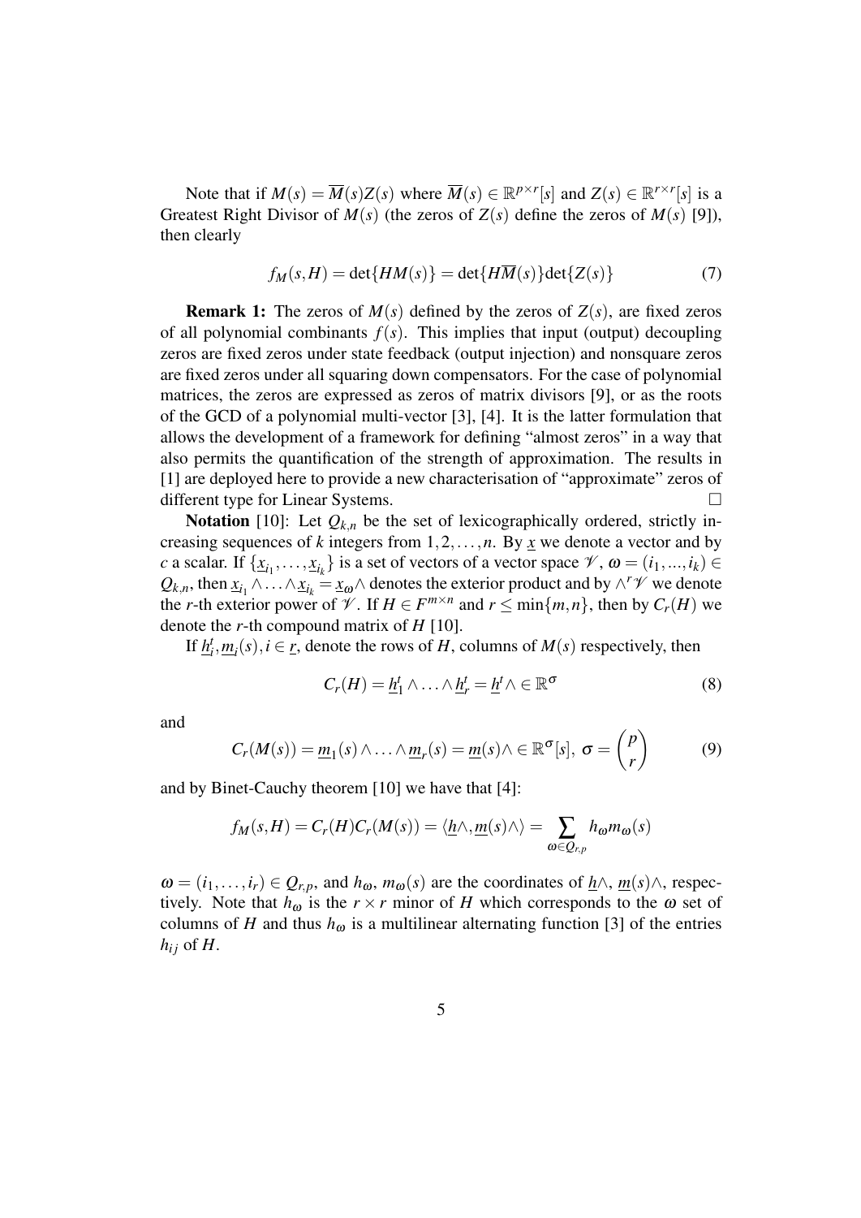Note that if $M(s) = \overline{M}(s)Z(s)$ where $\overline{M}(s) \in \mathbb{R}^{p \times r}[s]$ and $Z(s) \in \mathbb{R}^{r \times r}[s]$ is a Greatest Right Divisor of $M(s)$ (the zeros of $Z(s)$ define the zeros of $M(s)$ [9]), then clearly

$$f_M(s,H) = \det\{HM(s)\} = \det\{H\overline{M}(s)\}\det\{Z(s)\} \tag{7}$$

**Remark 1:** The zeros of $M(s)$ defined by the zeros of $Z(s)$, are fixed zeros of all polynomial combinants $f(s)$. This implies that input (output) decoupling zeros are fixed zeros under state feedback (output injection) and nonsquare zeros are fixed zeros under all squaring down compensators. For the case of polynomial matrices, the zeros are expressed as zeros of matrix divisors [9], or as the roots of the GCD of a polynomial multi-vector [3], [4]. It is the latter formulation that allows the development of a framework for defining "almost zeros" in a way that also permits the quantification of the strength of approximation. The results in [1] are deployed here to provide a new characterisation of "approximate" zeros of different type for Linear Systems. □

**Notation** [10]: Let $Q_{k,n}$ be the set of lexicographically ordered, strictly increasing sequences of $k$ integers from $1,2,\ldots,n$. By $\underline{x}$ we denote a vector and by $c$ a scalar. If $\{\underline{x}_{i_1},\ldots,\underline{x}_{i_k}\}$ is a set of vectors of a vector space $\mathscr{V}$, $\omega = (i_1,...,i_k) \in Q_{k,n}$, then $\underline{x}_{i_1} \wedge \ldots \wedge \underline{x}_{i_k} = \underline{x}_{\omega} \wedge$ denotes the exterior product and by $\wedge^r \mathscr{V}$ we denote the $r$-th exterior power of $\mathscr{V}$. If $H \in F^{m \times n}$ and $r \leq \min\{m,n\}$, then by $C_r(H)$ we denote the $r$-th compound matrix of $H$ [10].

If $\underline{h}_i^t, \underline{m}_i(s), i \in \underline{r}$, denote the rows of $H$, columns of $M(s)$ respectively, then

$$C_r(H) = \underline{h}_1^t \wedge \ldots \wedge \underline{h}_r^t = \underline{h}^t \wedge \in \mathbb{R}^{\sigma} \tag{8}$$

and

$$C_r(M(s)) = \underline{m}_1(s) \wedge \ldots \wedge \underline{m}_r(s) = \underline{m}(s) \wedge \in \mathbb{R}^{\sigma}[s],\ \sigma = \binom{p}{r} \tag{9}$$

and by Binet-Cauchy theorem [10] we have that [4]:

$$f_M(s,H) = C_r(H)C_r(M(s)) = \langle \underline{h}\wedge, \underline{m}(s)\wedge \rangle = \sum_{\omega \in Q_{r,p}} h_{\omega} m_{\omega}(s)$$

$\omega = (i_1,\ldots,i_r) \in Q_{r,p}$, and $h_{\omega}$, $m_{\omega}(s)$ are the coordinates of $\underline{h}\wedge$, $\underline{m}(s)\wedge$, respectively. Note that $h_{\omega}$ is the $r \times r$ minor of $H$ which corresponds to the $\omega$ set of columns of $H$ and thus $h_{\omega}$ is a multilinear alternating function [3] of the entries $h_{ij}$ of $H$.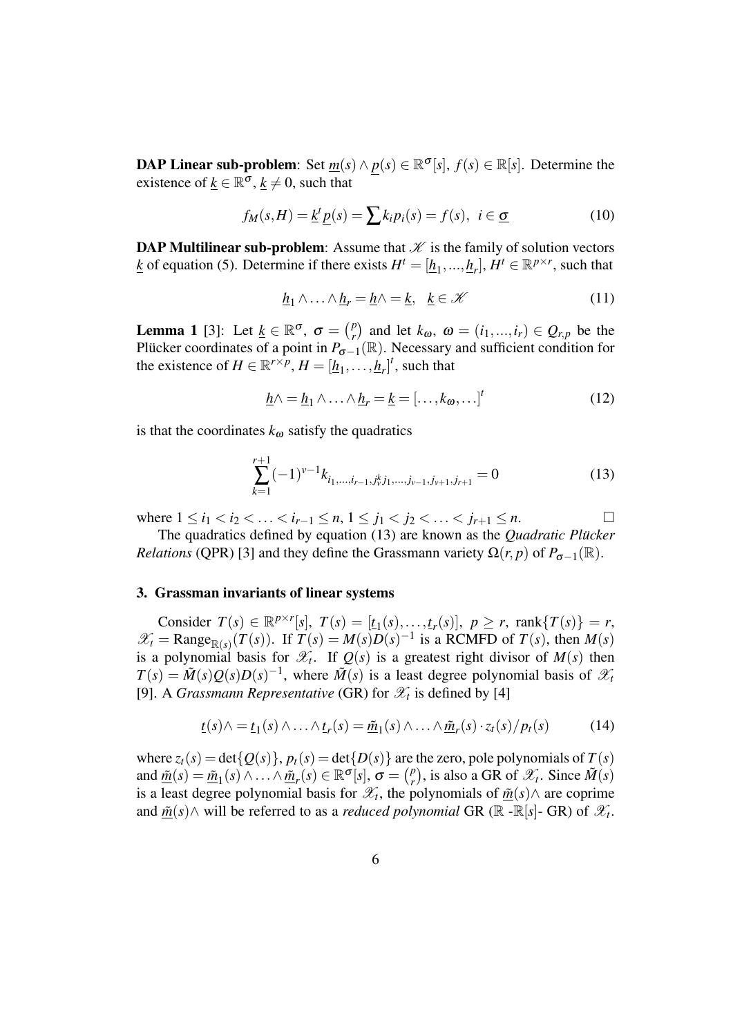**DAP Linear sub-problem**: Set $\underline{m}(s) \wedge \underline{p}(s) \in \mathbb{R}^{\sigma}[s]$, $f(s) \in \mathbb{R}[s]$. Determine the existence of $\underline{k} \in \mathbb{R}^{\sigma}$, $\underline{k} \neq 0$, such that

$$f_M(s,H) = \underline{k}^t \underline{p}(s) = \sum k_i p_i(s) = f(s), \;\; i \in \underline{\sigma} \tag{10}$$

**DAP Multilinear sub-problem**: Assume that $\mathscr{K}$ is the family of solution vectors $\underline{k}$ of equation (5). Determine if there exists $H^t = [\underline{h}_1, ..., \underline{h}_r]$, $H^t \in \mathbb{R}^{p \times r}$, such that

$$\underline{h}_1 \wedge \ldots \wedge \underline{h}_r = \underline{h} \wedge = \underline{k}, \;\; \underline{k} \in \mathscr{K} \tag{11}$$

**Lemma 1** [3]: Let $\underline{k} \in \mathbb{R}^{\sigma}$, $\sigma = \binom{p}{r}$ and let $k_{\omega}$, $\omega = (i_1, ..., i_r) \in Q_{r,p}$ be the Plücker coordinates of a point in $P_{\sigma-1}(\mathbb{R})$. Necessary and sufficient condition for the existence of $H \in \mathbb{R}^{r \times p}$, $H = [\underline{h}_1, \ldots, \underline{h}_r]^t$, such that

$$\underline{h} \wedge = \underline{h}_1 \wedge \ldots \wedge \underline{h}_r = \underline{k} = [\ldots, k_{\omega}, \ldots]^t \tag{12}$$

is that the coordinates $k_{\omega}$ satisfy the quadratics

$$\sum_{k=1}^{r+1} (-1)^{v-1} k_{i_1, \ldots, i_{r-1}, j_v^k j_1, \ldots, j_{v-1}, j_{v+1}, j_{r+1}} = 0 \tag{13}$$

where $1 \leq i_1 < i_2 < \ldots < i_{r-1} \leq n$, $1 \leq j_1 < j_2 < \ldots < j_{r+1} \leq n$. □

The quadratics defined by equation (13) are known as the *Quadratic Plücker Relations* (QPR) [3] and they define the Grassmann variety $\Omega(r,p)$ of $P_{\sigma-1}(\mathbb{R})$.

### 3. Grassman invariants of linear systems

Consider $T(s) \in \mathbb{R}^{p \times r}[s]$, $T(s) = [\underline{t}_1(s), \ldots, \underline{t}_r(s)]$, $p \geq r$, $\text{rank}\{T(s)\} = r$, $\mathscr{X}_t = \text{Range}_{\mathbb{R}(s)}(T(s))$. If $T(s) = M(s)D(s)^{-1}$ is a RCMFD of $T(s)$, then $M(s)$ is a polynomial basis for $\mathscr{X}_t$. If $Q(s)$ is a greatest right divisor of $M(s)$ then $T(s) = \tilde{M}(s)Q(s)D(s)^{-1}$, where $\tilde{M}(s)$ is a least degree polynomial basis of $\mathscr{X}_t$ [9]. A *Grassmann Representative* (GR) for $\mathscr{X}_t$ is defined by [4]

$$\underline{t}(s) \wedge = \underline{t}_1(s) \wedge \ldots \wedge \underline{t}_r(s) = \underline{\tilde{m}}_1(s) \wedge \ldots \wedge \underline{\tilde{m}}_r(s) \cdot z_t(s)/p_t(s) \tag{14}$$

where $z_t(s) = \det\{Q(s)\}$, $p_t(s) = \det\{D(s)\}$ are the zero, pole polynomials of $T(s)$ and $\underline{\tilde{m}}(s) = \underline{\tilde{m}}_1(s) \wedge \ldots \wedge \underline{\tilde{m}}_r(s) \in \mathbb{R}^{\sigma}[s]$, $\sigma = \binom{p}{r}$, is also a GR of $\mathscr{X}_t$. Since $\tilde{M}(s)$ is a least degree polynomial basis for $\mathscr{X}_t$, the polynomials of $\underline{\tilde{m}}(s) \wedge$ are coprime and $\underline{\tilde{m}}(s) \wedge$ will be referred to as a *reduced polynomial* GR ($\mathbb{R}$ -$\mathbb{R}[s]$- GR) of $\mathscr{X}_t$.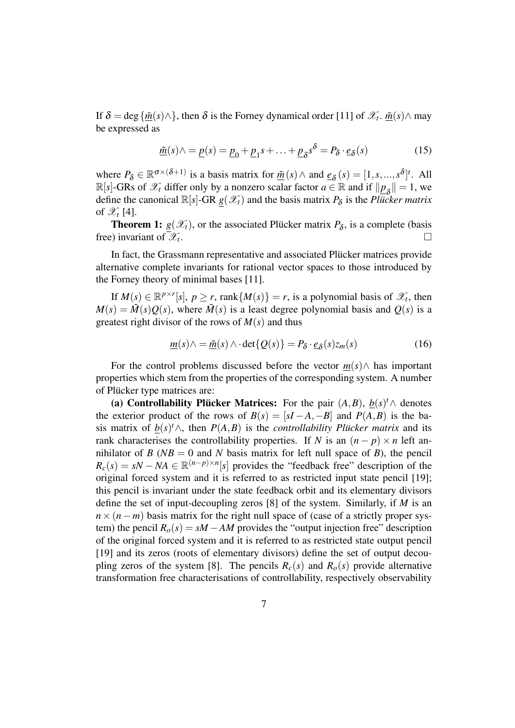If $\delta = \deg\{\underline{\tilde{m}}(s)\wedge\}$, then $\delta$ is the Forney dynamical order [11] of $\mathscr{X}_t$. $\underline{\tilde{m}}(s)\wedge$ may be expressed as

$$\underline{\tilde{m}}(s)\wedge = \underline{p}(s) = \underline{p}_0 + \underline{p}_1 s + \ldots + \underline{p}_\delta s^\delta = P_\delta \cdot \underline{e}_\delta(s) \tag{15}$$

where $P_\delta \in \mathbb{R}^{\sigma\times(\delta+1)}$ is a basis matrix for $\underline{\tilde{m}}(s)\wedge$ and $\underline{e}_\delta(s) = [1, s, ..., s^\delta]^t$. All $\mathbb{R}[s]$-GRs of $\mathscr{X}_t$ differ only by a nonzero scalar factor $a \in \mathbb{R}$ and if $\|\underline{p}_\delta\| = 1$, we define the canonical $\mathbb{R}[s]$-GR $\underline{g}(\mathscr{X}_t)$ and the basis matrix $P_\delta$ is the *Plücker matrix* of $\mathscr{X}_t$ [4].

**Theorem 1:** $\underline{g}(\mathscr{X}_t)$, or the associated Plücker matrix $P_\delta$, is a complete (basis free) invariant of $\mathscr{X}_t$. □

In fact, the Grassmann representative and associated Plücker matrices provide alternative complete invariants for rational vector spaces to those introduced by the Forney theory of minimal bases [11].

If $M(s) \in \mathbb{R}^{p\times r}[s]$, $p \geq r$, $\text{rank}\{M(s)\} = r$, is a polynomial basis of $\mathscr{X}_t$, then $M(s) = \tilde{M}(s)Q(s)$, where $\tilde{M}(s)$ is a least degree polynomial basis and $Q(s)$ is a greatest right divisor of the rows of $M(s)$ and thus

$$\underline{m}(s)\wedge = \underline{\tilde{m}}(s)\wedge \cdot \det\{Q(s)\} = P_\delta \cdot \underline{e}_\delta(s) z_m(s) \tag{16}$$

For the control problems discussed before the vector $\underline{m}(s)\wedge$ has important properties which stem from the properties of the corresponding system. A number of Plücker type matrices are:

**(a) Controllability Plücker Matrices:** For the pair $(A,B)$, $\underline{b}(s)^t\wedge$ denotes the exterior product of the rows of $B(s) = [sI - A, -B]$ and $P(A,B)$ is the basis matrix of $\underline{b}(s)^t\wedge$, then $P(A,B)$ is the *controllability Plücker matrix* and its rank characterises the controllability properties. If $N$ is an $(n-p)\times n$ left annihilator of $B$ ($NB = 0$ and $N$ basis matrix for left null space of $B$), the pencil $R_c(s) = sN - NA \in \mathbb{R}^{(n-p)\times n}[s]$ provides the "feedback free" description of the original forced system and it is referred to as restricted input state pencil [19]; this pencil is invariant under the state feedback orbit and its elementary divisors define the set of input-decoupling zeros [8] of the system. Similarly, if $M$ is an $n\times(n-m)$ basis matrix for the right null space of (case of a strictly proper system) the pencil $R_o(s) = sM - AM$ provides the "output injection free" description of the original forced system and it is referred to as restricted state output pencil [19] and its zeros (roots of elementary divisors) define the set of output decoupling zeros of the system [8]. The pencils $R_c(s)$ and $R_o(s)$ provide alternative transformation free characterisations of controllability, respectively observability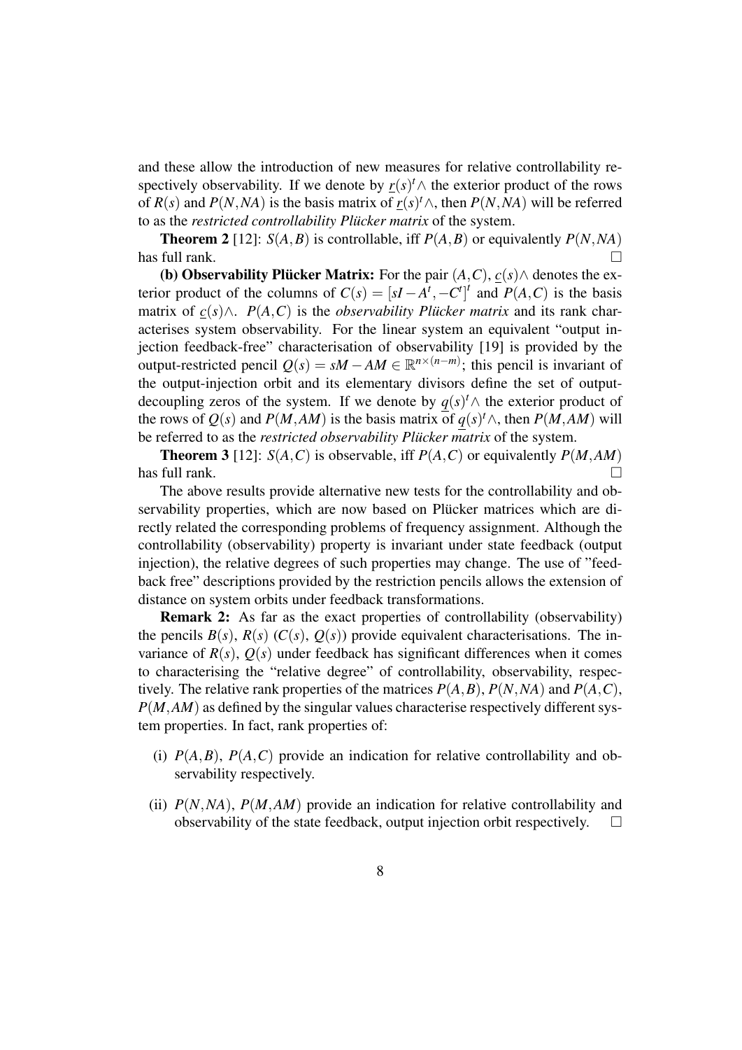and these allow the introduction of new measures for relative controllability respectively observability. If we denote by $\underline{r}(s)^t\wedge$ the exterior product of the rows of $R(s)$ and $P(N,NA)$ is the basis matrix of $\underline{r}(s)^t\wedge$, then $P(N,NA)$ will be referred to as the *restricted controllability Plücker matrix* of the system.

**Theorem 2** [12]: $S(A,B)$ is controllable, iff $P(A,B)$ or equivalently $P(N,NA)$ has full rank. □

**(b) Observability Plücker Matrix:** For the pair $(A,C)$, $\underline{c}(s)\wedge$ denotes the exterior product of the columns of $C(s) = [sI - A^t, -C^t]^t$ and $P(A,C)$ is the basis matrix of $\underline{c}(s)\wedge$. $P(A,C)$ is the *observability Plücker matrix* and its rank characterises system observability. For the linear system an equivalent "output injection feedback-free" characterisation of observability [19] is provided by the output-restricted pencil $Q(s) = sM - AM \in \mathbb{R}^{n\times(n-m)}$; this pencil is invariant of the output-injection orbit and its elementary divisors define the set of output-decoupling zeros of the system. If we denote by $\underline{q}(s)^t\wedge$ the exterior product of the rows of $Q(s)$ and $P(M,AM)$ is the basis matrix of $\underline{q}(s)^t\wedge$, then $P(M,AM)$ will be referred to as the *restricted observability Plücker matrix* of the system.

**Theorem 3** [12]: $S(A,C)$ is observable, iff $P(A,C)$ or equivalently $P(M,AM)$ has full rank. □

The above results provide alternative new tests for the controllability and observability properties, which are now based on Plücker matrices which are directly related the corresponding problems of frequency assignment. Although the controllability (observability) property is invariant under state feedback (output injection), the relative degrees of such properties may change. The use of "feedback free" descriptions provided by the restriction pencils allows the extension of distance on system orbits under feedback transformations.

**Remark 2:** As far as the exact properties of controllability (observability) the pencils $B(s)$, $R(s)$ ($C(s)$, $Q(s)$) provide equivalent characterisations. The invariance of $R(s)$, $Q(s)$ under feedback has significant differences when it comes to characterising the "relative degree" of controllability, observability, respectively. The relative rank properties of the matrices $P(A,B)$, $P(N,NA)$ and $P(A,C)$, $P(M,AM)$ as defined by the singular values characterise respectively different system properties. In fact, rank properties of:

(i) $P(A,B)$, $P(A,C)$ provide an indication for relative controllability and observability respectively.

(ii) $P(N,NA)$, $P(M,AM)$ provide an indication for relative controllability and observability of the state feedback, output injection orbit respectively. □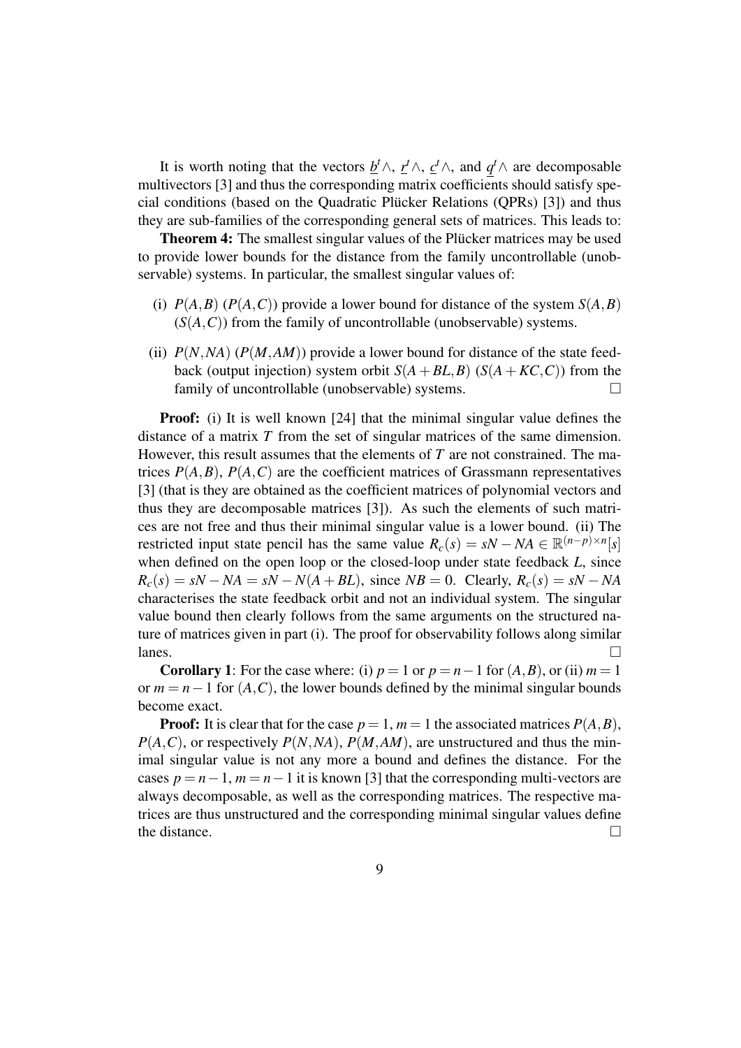It is worth noting that the vectors $\underline{b}^t \wedge$, $\underline{r}^t \wedge$, $\underline{c}^t \wedge$, and $\underline{q}^t \wedge$ are decomposable multivectors [3] and thus the corresponding matrix coefficients should satisfy special conditions (based on the Quadratic Plücker Relations (QPRs) [3]) and thus they are sub-families of the corresponding general sets of matrices. This leads to:

**Theorem 4:** The smallest singular values of the Plücker matrices may be used to provide lower bounds for the distance from the family uncontrollable (unobservable) systems. In particular, the smallest singular values of:

(i) $P(A,B)$ ($P(A,C)$) provide a lower bound for distance of the system $S(A,B)$ ($S(A,C)$) from the family of uncontrollable (unobservable) systems.

(ii) $P(N,NA)$ ($P(M,AM)$) provide a lower bound for distance of the state feedback (output injection) system orbit $S(A+BL,B)$ ($S(A+KC,C)$) from the family of uncontrollable (unobservable) systems. □

**Proof:** (i) It is well known [24] that the minimal singular value defines the distance of a matrix $T$ from the set of singular matrices of the same dimension. However, this result assumes that the elements of $T$ are not constrained. The matrices $P(A,B)$, $P(A,C)$ are the coefficient matrices of Grassmann representatives [3] (that is they are obtained as the coefficient matrices of polynomial vectors and thus they are decomposable matrices [3]). As such the elements of such matrices are not free and thus their minimal singular value is a lower bound. (ii) The restricted input state pencil has the same value $R_c(s) = sN - NA \in \mathbb{R}^{(n-p)\times n}[s]$ when defined on the open loop or the closed-loop under state feedback $L$, since $R_c(s) = sN - NA = sN - N(A+BL)$, since $NB = 0$. Clearly, $R_c(s) = sN - NA$ characterises the state feedback orbit and not an individual system. The singular value bound then clearly follows from the same arguments on the structured nature of matrices given in part (i). The proof for observability follows along similar lanes. □

**Corollary 1**: For the case where: (i) $p = 1$ or $p = n-1$ for $(A,B)$, or (ii) $m = 1$ or $m = n-1$ for $(A,C)$, the lower bounds defined by the minimal singular bounds become exact.

**Proof:** It is clear that for the case $p = 1$, $m = 1$ the associated matrices $P(A,B)$, $P(A,C)$, or respectively $P(N,NA)$, $P(M,AM)$, are unstructured and thus the minimal singular value is not any more a bound and defines the distance. For the cases $p = n-1$, $m = n-1$ it is known [3] that the corresponding multi-vectors are always decomposable, as well as the corresponding matrices. The respective matrices are thus unstructured and the corresponding minimal singular values define the distance. □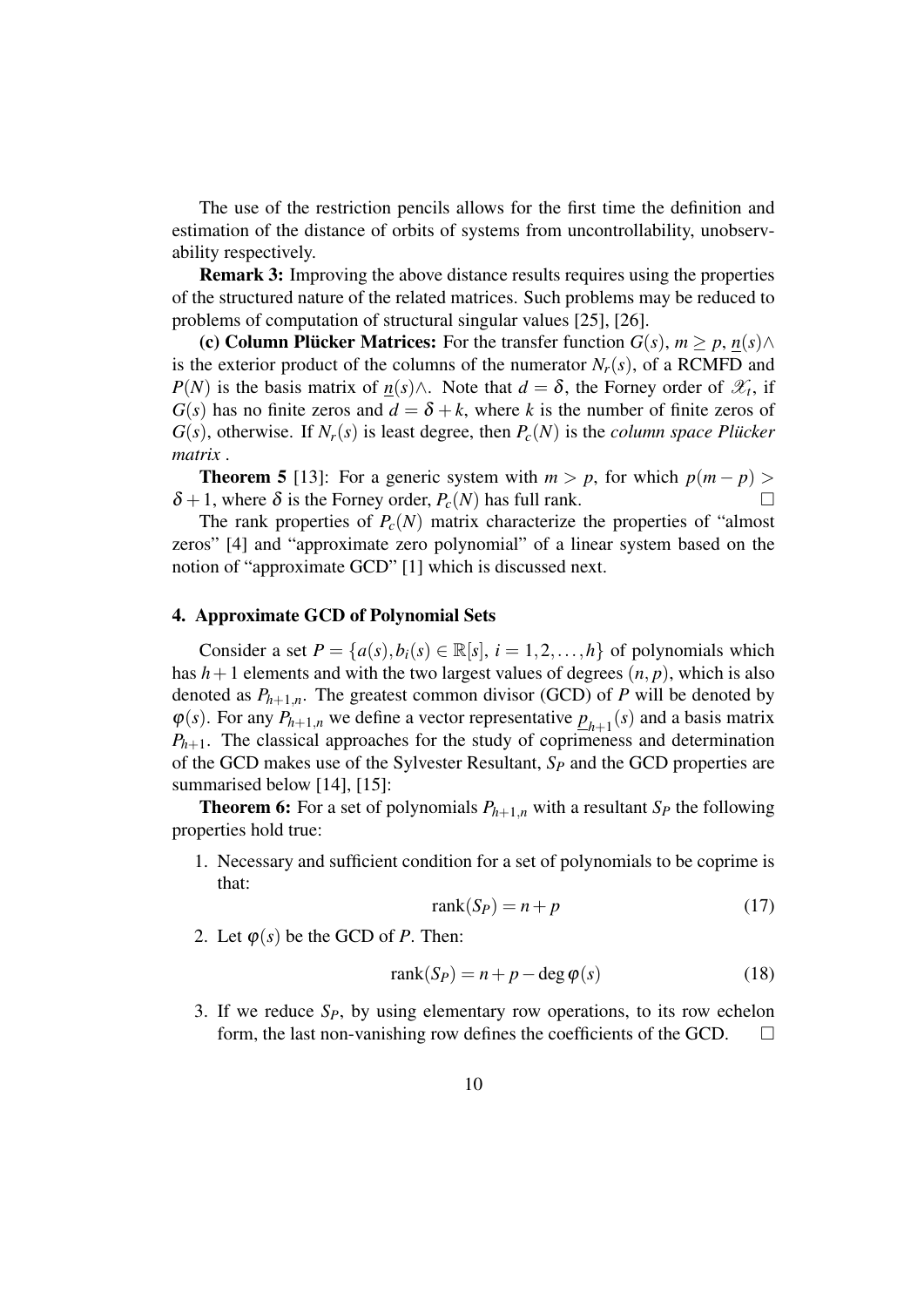The use of the restriction pencils allows for the first time the definition and estimation of the distance of orbits of systems from uncontrollability, unobservability respectively.

**Remark 3:** Improving the above distance results requires using the properties of the structured nature of the related matrices. Such problems may be reduced to problems of computation of structural singular values [25], [26].

**(c) Column Plücker Matrices:** For the transfer function $G(s)$, $m \geq p$, $\underline{n}(s)\wedge$ is the exterior product of the columns of the numerator $N_r(s)$, of a RCMFD and $P(N)$ is the basis matrix of $\underline{n}(s)\wedge$. Note that $d = \delta$, the Forney order of $\mathscr{X}_t$, if $G(s)$ has no finite zeros and $d = \delta + k$, where $k$ is the number of finite zeros of $G(s)$, otherwise. If $N_r(s)$ is least degree, then $P_c(N)$ is the *column space Plücker matrix* .

**Theorem 5** [13]: For a generic system with $m > p$, for which $p(m-p) > \delta + 1$, where $\delta$ is the Forney order, $P_c(N)$ has full rank. □

The rank properties of $P_c(N)$ matrix characterize the properties of "almost zeros" [4] and "approximate zero polynomial" of a linear system based on the notion of "approximate GCD" [1] which is discussed next.

## 4. Approximate GCD of Polynomial Sets

Consider a set $P = \{a(s), b_i(s) \in \mathbb{R}[s],\ i = 1, 2, \dots, h\}$ of polynomials which has $h+1$ elements and with the two largest values of degrees $(n, p)$, which is also denoted as $P_{h+1,n}$. The greatest common divisor (GCD) of $P$ will be denoted by $\varphi(s)$. For any $P_{h+1,n}$ we define a vector representative $\underline{p}_{h+1}(s)$ and a basis matrix $P_{h+1}$. The classical approaches for the study of coprimeness and determination of the GCD makes use of the Sylvester Resultant, $S_P$ and the GCD properties are summarised below [14], [15]:

**Theorem 6:** For a set of polynomials $P_{h+1,n}$ with a resultant $S_P$ the following properties hold true:

1. Necessary and sufficient condition for a set of polynomials to be coprime is that:
$$\operatorname{rank}(S_P) = n + p \tag{17}$$
2. Let $\varphi(s)$ be the GCD of $P$. Then:
$$\operatorname{rank}(S_P) = n + p - \deg \varphi(s) \tag{18}$$
3. If we reduce $S_P$, by using elementary row operations, to its row echelon form, the last non-vanishing row defines the coefficients of the GCD. □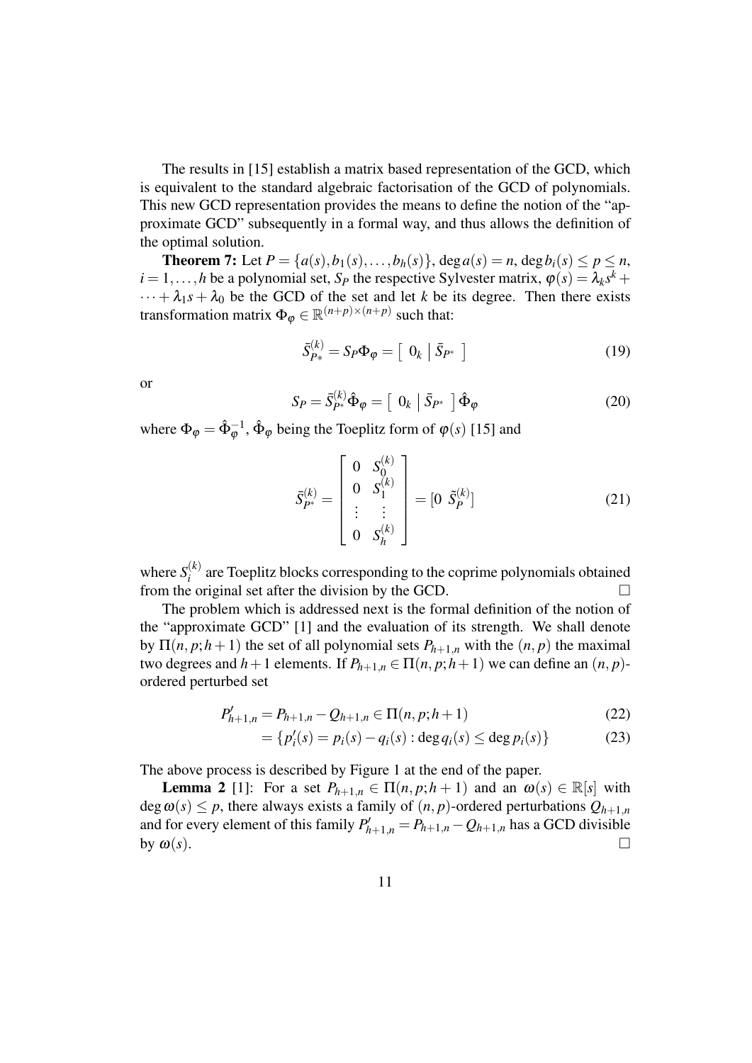The results in [15] establish a matrix based representation of the GCD, which is equivalent to the standard algebraic factorisation of the GCD of polynomials. This new GCD representation provides the means to define the notion of the "approximate GCD" subsequently in a formal way, and thus allows the definition of the optimal solution.

**Theorem 7:** Let $P = \{a(s), b_1(s), \ldots, b_h(s)\}$, $\deg a(s) = n$, $\deg b_i(s) \leq p \leq n$, $i = 1, \ldots, h$ be a polynomial set, $S_P$ the respective Sylvester matrix, $\varphi(s) = \lambda_k s^k + \cdots + \lambda_1 s + \lambda_0$ be the GCD of the set and let $k$ be its degree. Then there exists transformation matrix $\Phi_\varphi \in \mathbb{R}^{(n+p)\times(n+p)}$ such that:

$$\bar{S}_{P*}^{(k)} = S_P \Phi_\varphi = \left[\ 0_k \ \middle|\ \bar{S}_{P^*}\ \right] \tag{19}$$

or

$$S_P = \bar{S}_{P^*}^{(k)} \hat{\Phi}_\varphi = \left[\ 0_k \ \middle|\ \bar{S}_{P^*}\ \right] \hat{\Phi}_\varphi \tag{20}$$

where $\Phi_\varphi = \hat{\Phi}_\varphi^{-1}$, $\hat{\Phi}_\varphi$ being the Toeplitz form of $\varphi(s)$ [15] and

$$\bar{S}_{P^*}^{(k)} = \begin{bmatrix} 0 & S_0^{(k)} \\ 0 & S_1^{(k)} \\ \vdots & \vdots \\ 0 & S_h^{(k)} \end{bmatrix} = [0 \ \ \tilde{S}_P^{(k)}] \tag{21}$$

where $S_i^{(k)}$ are Toeplitz blocks corresponding to the coprime polynomials obtained from the original set after the division by the GCD. $\square$

The problem which is addressed next is the formal definition of the notion of the "approximate GCD" [1] and the evaluation of its strength. We shall denote by $\Pi(n, p; h+1)$ the set of all polynomial sets $P_{h+1,n}$ with the $(n, p)$ the maximal two degrees and $h+1$ elements. If $P_{h+1,n} \in \Pi(n, p; h+1)$ we can define an $(n, p)$-ordered perturbed set

$$P'_{h+1,n} = P_{h+1,n} - Q_{h+1,n} \in \Pi(n, p; h+1) \tag{22}$$

$$= \{p'_i(s) = p_i(s) - q_i(s) : \deg q_i(s) \leq \deg p_i(s)\} \tag{23}$$

The above process is described by Figure 1 at the end of the paper.

**Lemma 2** [1]: For a set $P_{h+1,n} \in \Pi(n, p; h+1)$ and an $\omega(s) \in \mathbb{R}[s]$ with $\deg \omega(s) \leq p$, there always exists a family of $(n, p)$-ordered perturbations $Q_{h+1,n}$ and for every element of this family $P'_{h+1,n} = P_{h+1,n} - Q_{h+1,n}$ has a GCD divisible by $\omega(s)$. $\square$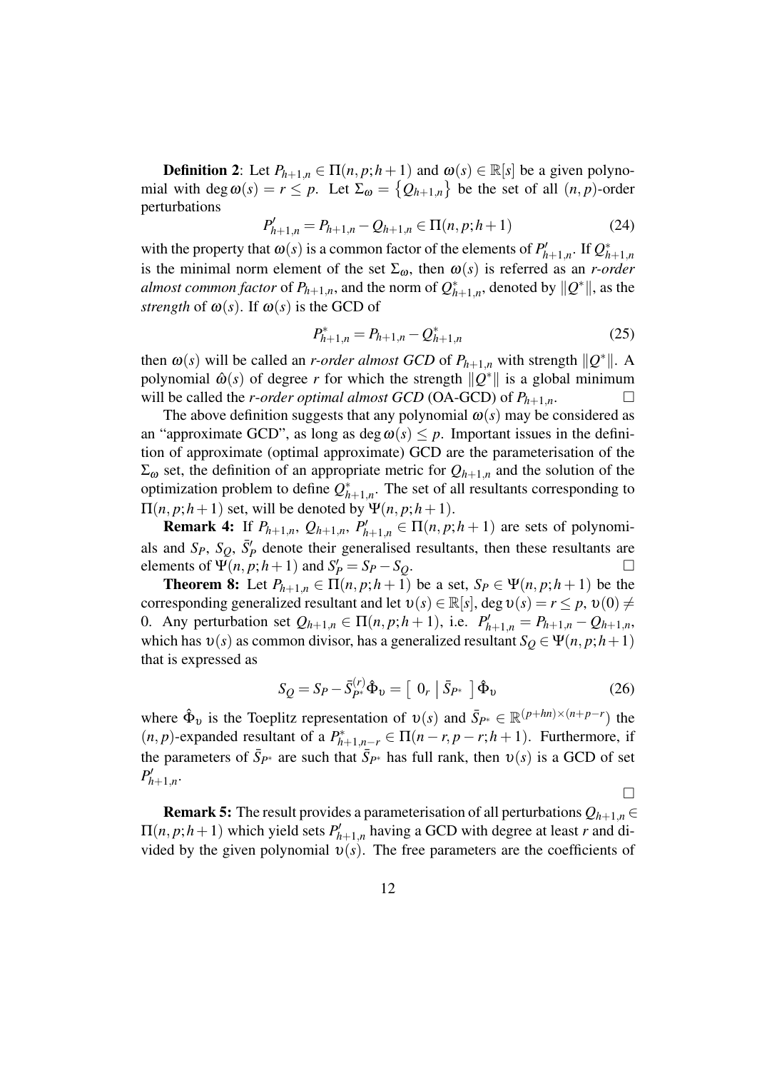**Definition 2**: Let $P_{h+1,n} \in \Pi(n,p;h+1)$ and $\omega(s) \in \mathbb{R}[s]$ be a given polynomial with $\deg \omega(s) = r \leq p$. Let $\Sigma_\omega = \{Q_{h+1,n}\}$ be the set of all $(n,p)$-order perturbations

$$P'_{h+1,n} = P_{h+1,n} - Q_{h+1,n} \in \Pi(n,p;h+1) \tag{24}$$

with the property that $\omega(s)$ is a common factor of the elements of $P'_{h+1,n}$. If $Q^*_{h+1,n}$ is the minimal norm element of the set $\Sigma_\omega$, then $\omega(s)$ is referred as an *r-order almost common factor* of $P_{h+1,n}$, and the norm of $Q^*_{h+1,n}$, denoted by $\|Q^*\|$, as the *strength* of $\omega(s)$. If $\omega(s)$ is the GCD of

$$P^*_{h+1,n} = P_{h+1,n} - Q^*_{h+1,n} \tag{25}$$

then $\omega(s)$ will be called an *r-order almost GCD* of $P_{h+1,n}$ with strength $\|Q^*\|$. A polynomial $\hat{\omega}(s)$ of degree $r$ for which the strength $\|Q^*\|$ is a global minimum will be called the *r-order optimal almost GCD* (OA-GCD) of $P_{h+1,n}$. $\square$

The above definition suggests that any polynomial $\omega(s)$ may be considered as an "approximate GCD", as long as $\deg \omega(s) \leq p$. Important issues in the definition of approximate (optimal approximate) GCD are the parameterisation of the $\Sigma_\omega$ set, the definition of an appropriate metric for $Q_{h+1,n}$ and the solution of the optimization problem to define $Q^*_{h+1,n}$. The set of all resultants corresponding to $\Pi(n,p;h+1)$ set, will be denoted by $\Psi(n,p;h+1)$.

**Remark 4:** If $P_{h+1,n}$, $Q_{h+1,n}$, $P'_{h+1,n} \in \Pi(n,p;h+1)$ are sets of polynomials and $S_P$, $S_Q$, $\bar{S}'_P$ denote their generalised resultants, then these resultants are elements of $\Psi(n,p;h+1)$ and $S'_P = S_P - S_Q$. $\square$

**Theorem 8:** Let $P_{h+1,n} \in \Pi(n,p;h+1)$ be a set, $S_P \in \Psi(n,p;h+1)$ be the corresponding generalized resultant and let $\upsilon(s) \in \mathbb{R}[s]$, $\deg \upsilon(s) = r \leq p$, $\upsilon(0) \neq 0$. Any perturbation set $Q_{h+1,n} \in \Pi(n,p;h+1)$, i.e. $P'_{h+1,n} = P_{h+1,n} - Q_{h+1,n}$, which has $\upsilon(s)$ as common divisor, has a generalized resultant $S_Q \in \Psi(n,p;h+1)$ that is expressed as

$$S_Q = S_P - \bar{S}^{(r)}_{P^*} \hat{\Phi}_\upsilon = \left[\begin{array}{c|c} 0_r & \bar{S}_{P^*} \end{array}\right] \hat{\Phi}_\upsilon \tag{26}$$

where $\hat{\Phi}_\upsilon$ is the Toeplitz representation of $\upsilon(s)$ and $\bar{S}_{P^*} \in \mathbb{R}^{(p+hn)\times(n+p-r)}$ the $(n,p)$-expanded resultant of a $P^*_{h+1,n-r} \in \Pi(n-r,p-r;h+1)$. Furthermore, if the parameters of $\bar{S}_{P^*}$ are such that $\bar{S}_{P^*}$ has full rank, then $\upsilon(s)$ is a GCD of set $P'_{h+1,n}$.

$\square$

**Remark 5:** The result provides a parameterisation of all perturbations $Q_{h+1,n} \in \Pi(n,p;h+1)$ which yield sets $P'_{h+1,n}$ having a GCD with degree at least $r$ and divided by the given polynomial $\upsilon(s)$. The free parameters are the coefficients of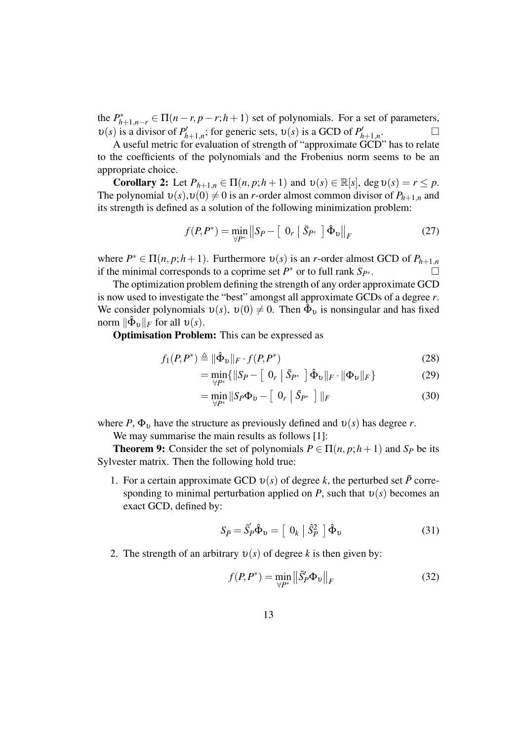the $P^*_{h+1,n-r} \in \Pi(n-r, p-r; h+1)$ set of polynomials. For a set of parameters, $\upsilon(s)$ is a divisor of $P'_{h+1,n}$; for generic sets, $\upsilon(s)$ is a GCD of $P'_{h+1,n}$. $\square$

A useful metric for evaluation of strength of "approximate GCD" has to relate to the coefficients of the polynomials and the Frobenius norm seems to be an appropriate choice.

**Corollary 2:** Let $P_{h+1,n} \in \Pi(n, p; h+1)$ and $\upsilon(s) \in \mathbb{R}[s]$, $\deg \upsilon(s) = r \leq p$. The polynomial $\upsilon(s), \upsilon(0) \neq 0$ is an $r$-order almost common divisor of $P_{h+1,n}$ and its strength is defined as a solution of the following minimization problem:

$$f(P, P^*) = \min_{\forall P^*} \left\| S_P - \left[\begin{array}{c|c} 0_r & \bar{S}_{P^*} \end{array}\right] \hat{\Phi}_\upsilon \right\|_F \tag{27}$$

where $P^* \in \Pi(n, p; h+1)$. Furthermore $\upsilon(s)$ is an $r$-order almost GCD of $P_{h+1,n}$ if the minimal corresponds to a coprime set $P^*$ or to full rank $S_{P^*}$. $\square$

The optimization problem defining the strength of any order approximate GCD is now used to investigate the "best" amongst all approximate GCDs of a degree $r$. We consider polynomials $\upsilon(s)$, $\upsilon(0) \neq 0$. Then $\hat{\Phi}_\upsilon$ is nonsingular and has fixed norm $\|\hat{\Phi}_\upsilon\|_F$ for all $\upsilon(s)$.

**Optimisation Problem:** This can be expressed as

$$f_1(P, P^*) \triangleq \|\hat{\Phi}_\upsilon\|_F \cdot f(P, P^*) \tag{28}$$

$$= \min_{\forall P^*} \{ \|S_P - \left[\begin{array}{c|c} 0_r & \bar{S}_{P^*} \end{array}\right] \hat{\Phi}_\upsilon\|_F \cdot \|\Phi_\upsilon\|_F \} \tag{29}$$

$$= \min_{\forall P^*} \|S_P \Phi_\upsilon - \left[\begin{array}{c|c} 0_r & \bar{S}_{P^*} \end{array}\right]\|_F \tag{30}$$

where $P$, $\Phi_\upsilon$ have the structure as previously defined and $\upsilon(s)$ has degree $r$.

We may summarise the main results as follows [1]:

**Theorem 9:** Consider the set of polynomials $P \in \Pi(n, p; h+1)$ and $S_P$ be its Sylvester matrix. Then the following hold true:

1. For a certain approximate GCD $\upsilon(s)$ of degree $k$, the perturbed set $\tilde{P}$ corresponding to minimal perturbation applied on $P$, such that $\upsilon(s)$ becomes an exact GCD, defined by:

$$S_{\tilde{P}} = \tilde{S}'_P \hat{\Phi}_\upsilon = \left[\begin{array}{c|c} 0_k & \hat{S}^2_P \end{array}\right] \hat{\Phi}_\upsilon \tag{31}$$

2. The strength of an arbitrary $\upsilon(s)$ of degree $k$ is then given by:

$$f(P, P^*) = \min_{\forall P^*} \left\| \tilde{S}'_P \Phi_\upsilon \right\|_F \tag{32}$$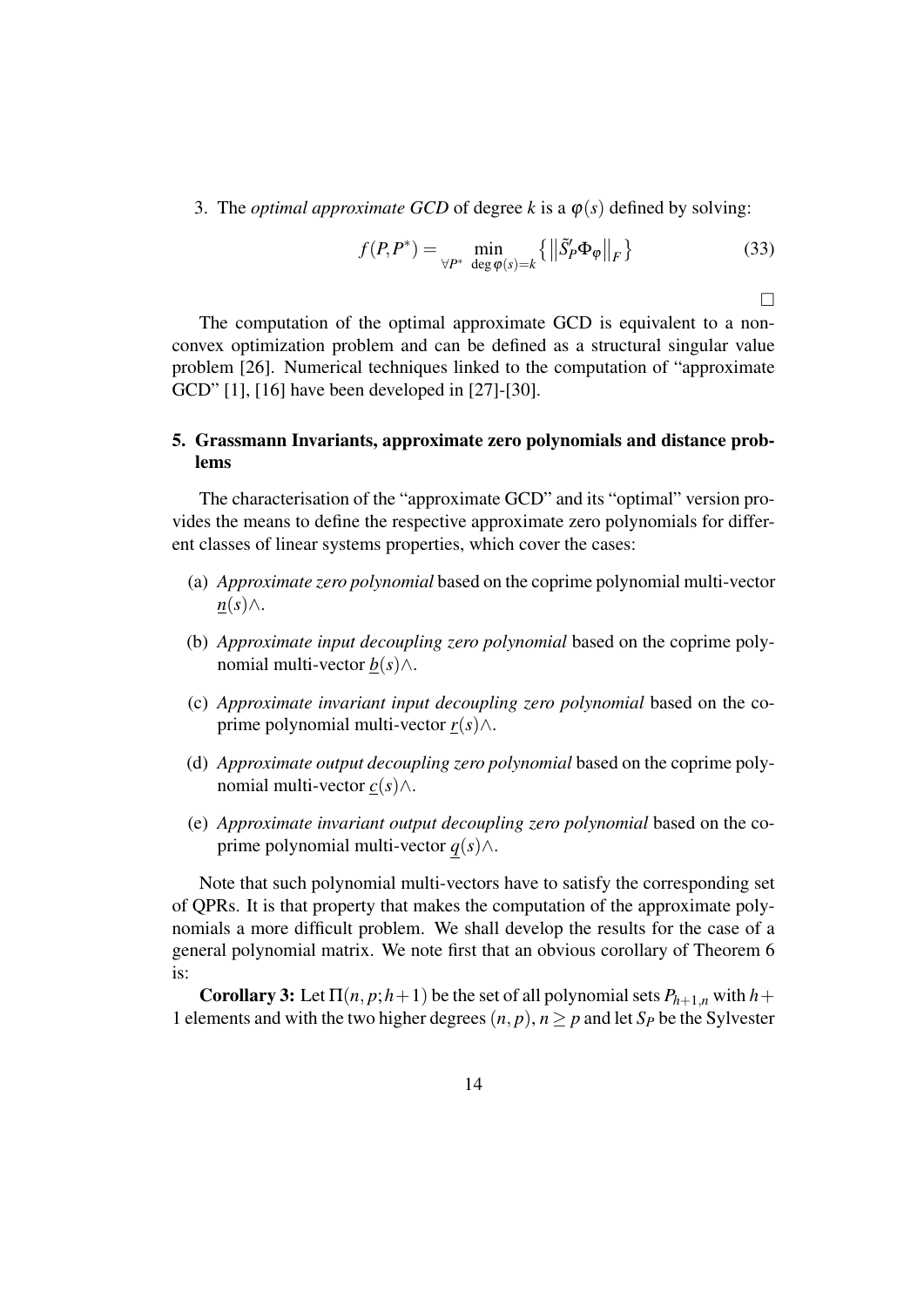3. The *optimal approximate GCD* of degree $k$ is a $\varphi(s)$ defined by solving:

$$f(P,P^*) = \min_{\forall P^* \ \deg \varphi(s)=k} \left\{ \left\| \tilde{S}'_P \Phi_\varphi \right\|_F \right\} \tag{33}$$

$\square$

The computation of the optimal approximate GCD is equivalent to a non-convex optimization problem and can be defined as a structural singular value problem [26]. Numerical techniques linked to the computation of "approximate GCD" [1], [16] have been developed in [27]-[30].

## 5. Grassmann Invariants, approximate zero polynomials and distance problems

The characterisation of the "approximate GCD" and its "optimal" version provides the means to define the respective approximate zero polynomials for different classes of linear systems properties, which cover the cases:

(a) *Approximate zero polynomial* based on the coprime polynomial multi-vector $\underline{n}(s)\wedge$.

(b) *Approximate input decoupling zero polynomial* based on the coprime polynomial multi-vector $\underline{b}(s)\wedge$.

(c) *Approximate invariant input decoupling zero polynomial* based on the coprime polynomial multi-vector $\underline{r}(s)\wedge$.

(d) *Approximate output decoupling zero polynomial* based on the coprime polynomial multi-vector $\underline{c}(s)\wedge$.

(e) *Approximate invariant output decoupling zero polynomial* based on the coprime polynomial multi-vector $\underline{q}(s)\wedge$.

Note that such polynomial multi-vectors have to satisfy the corresponding set of QPRs. It is that property that makes the computation of the approximate polynomials a more difficult problem. We shall develop the results for the case of a general polynomial matrix. We note first that an obvious corollary of Theorem 6 is:

**Corollary 3:** Let $\Pi(n,p;h+1)$ be the set of all polynomial sets $P_{h+1,n}$ with $h+1$ elements and with the two higher degrees $(n,p)$, $n \geq p$ and let $S_P$ be the Sylvester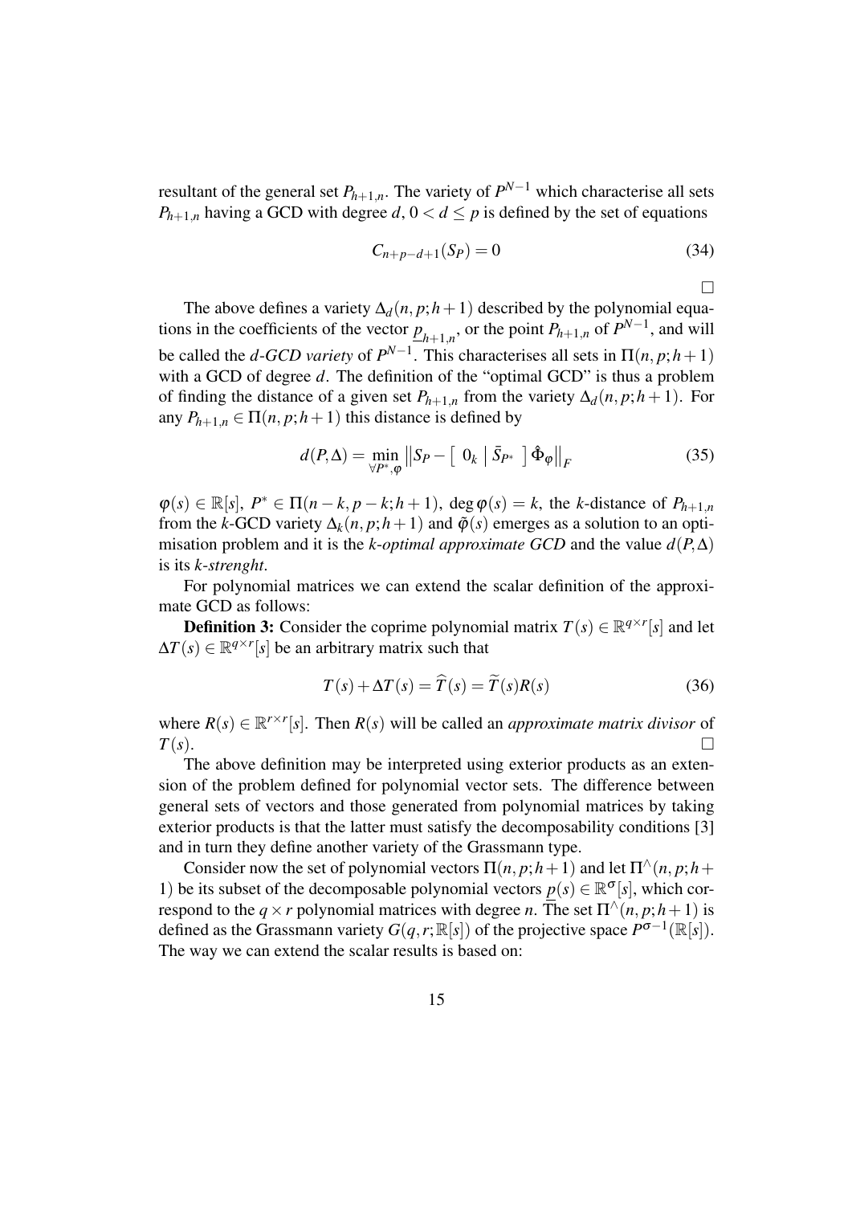resultant of the general set $P_{h+1,n}$. The variety of $P^{N-1}$ which characterise all sets $P_{h+1,n}$ having a GCD with degree $d$, $0 < d \leq p$ is defined by the set of equations

$$C_{n+p-d+1}(S_P) = 0 \tag{34}$$

□

The above defines a variety $\Delta_d(n, p; h+1)$ described by the polynomial equations in the coefficients of the vector $\underline{p}_{h+1,n}$, or the point $P_{h+1,n}$ of $P^{N-1}$, and will be called the *d-GCD variety* of $P^{N-1}$. This characterises all sets in $\Pi(n, p; h+1)$ with a GCD of degree $d$. The definition of the "optimal GCD" is thus a problem of finding the distance of a given set $P_{h+1,n}$ from the variety $\Delta_d(n, p; h+1)$. For any $P_{h+1,n} \in \Pi(n, p; h+1)$ this distance is defined by

$$d(P, \Delta) = \min_{\forall P^*, \varphi} \left\| S_P - \left[ \begin{array}{c|c} 0_k & \bar{S}_{P^*} \end{array} \right] \hat{\Phi}_\varphi \right\|_F \tag{35}$$

$\varphi(s) \in \mathbb{R}[s]$, $P^* \in \Pi(n-k, p-k; h+1)$, $\deg \varphi(s) = k$, the $k$-distance of $P_{h+1,n}$ from the $k$-GCD variety $\Delta_k(n, p; h+1)$ and $\tilde{\varphi}(s)$ emerges as a solution to an optimisation problem and it is the *k-optimal approximate GCD* and the value $d(P, \Delta)$ is its *k-strenght*.

For polynomial matrices we can extend the scalar definition of the approximate GCD as follows:

**Definition 3:** Consider the coprime polynomial matrix $T(s) \in \mathbb{R}^{q \times r}[s]$ and let $\Delta T(s) \in \mathbb{R}^{q \times r}[s]$ be an arbitrary matrix such that

$$T(s) + \Delta T(s) = \widehat{T}(s) = \widetilde{T}(s) R(s) \tag{36}$$

where $R(s) \in \mathbb{R}^{r \times r}[s]$. Then $R(s)$ will be called an *approximate matrix divisor* of $T(s)$. □

The above definition may be interpreted using exterior products as an extension of the problem defined for polynomial vector sets. The difference between general sets of vectors and those generated from polynomial matrices by taking exterior products is that the latter must satisfy the decomposability conditions [3] and in turn they define another variety of the Grassmann type.

Consider now the set of polynomial vectors $\Pi(n, p; h+1)$ and let $\Pi^{\wedge}(n, p; h+1)$ be its subset of the decomposable polynomial vectors $\underline{p}(s) \in \mathbb{R}^{\sigma}[s]$, which correspond to the $q \times r$ polynomial matrices with degree $n$. The set $\Pi^{\wedge}(n, p; h+1)$ is defined as the Grassmann variety $G(q, r; \mathbb{R}[s])$ of the projective space $P^{\sigma-1}(\mathbb{R}[s])$. The way we can extend the scalar results is based on: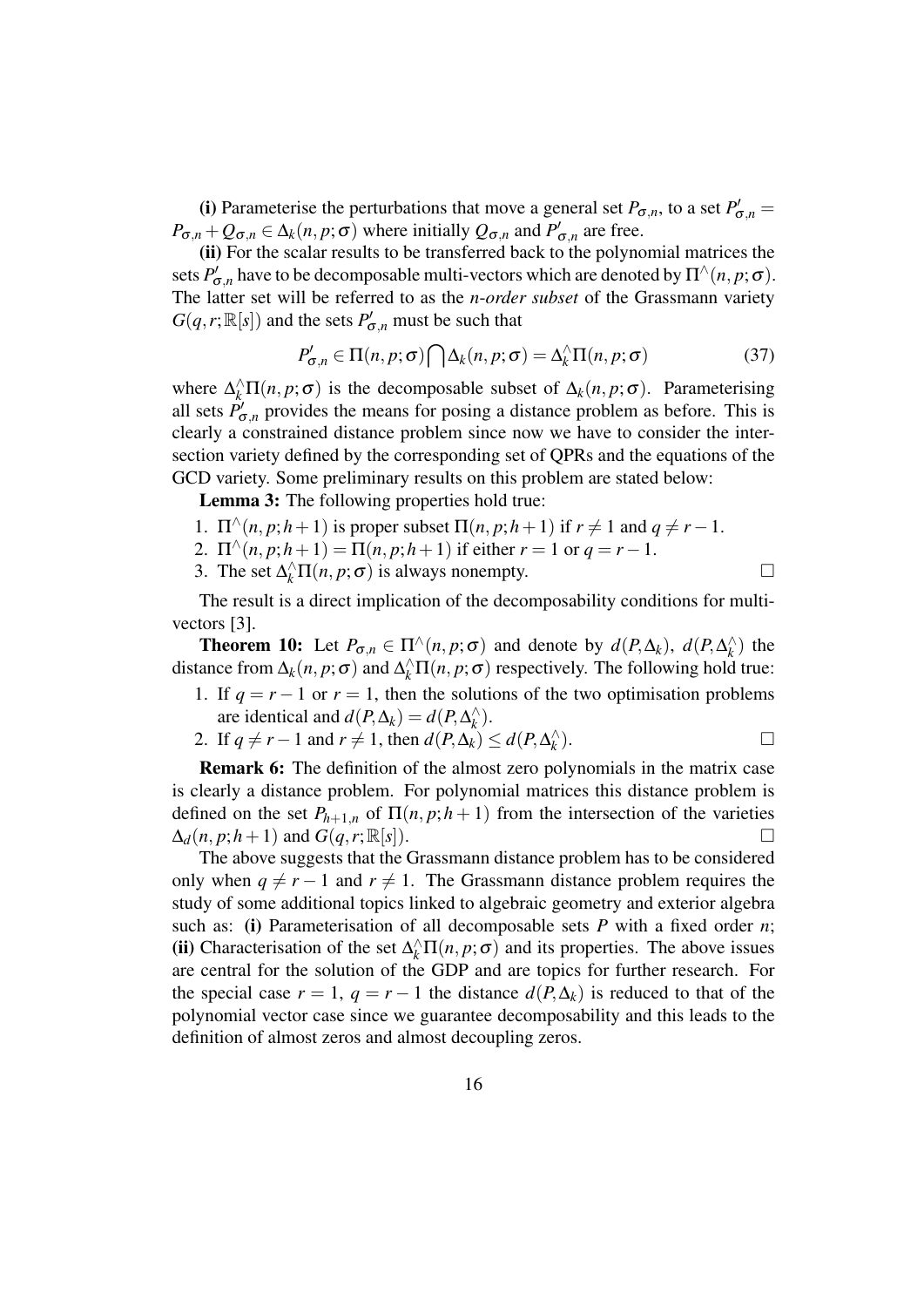**(i)** Parameterise the perturbations that move a general set $P_{\sigma,n}$, to a set $P'_{\sigma,n} = P_{\sigma,n} + Q_{\sigma,n} \in \Delta_k(n,p;\sigma)$ where initially $Q_{\sigma,n}$ and $P'_{\sigma,n}$ are free.

**(ii)** For the scalar results to be transferred back to the polynomial matrices the sets $P'_{\sigma,n}$ have to be decomposable multi-vectors which are denoted by $\Pi^{\wedge}(n,p;\sigma)$. The latter set will be referred to as the *n-order subset* of the Grassmann variety $G(q,r;\mathbb{R}[s])$ and the sets $P'_{\sigma,n}$ must be such that

$$P'_{\sigma,n} \in \Pi(n,p;\sigma) \bigcap \Delta_k(n,p;\sigma) = \Delta_k^{\wedge}\Pi(n,p;\sigma) \tag{37}$$

where $\Delta_k^{\wedge}\Pi(n,p;\sigma)$ is the decomposable subset of $\Delta_k(n,p;\sigma)$. Parameterising all sets $P'_{\sigma,n}$ provides the means for posing a distance problem as before. This is clearly a constrained distance problem since now we have to consider the intersection variety defined by the corresponding set of QPRs and the equations of the GCD variety. Some preliminary results on this problem are stated below:

**Lemma 3:** The following properties hold true:

1. $\Pi^{\wedge}(n,p;h+1)$ is proper subset $\Pi(n,p;h+1)$ if $r \neq 1$ and $q \neq r-1$.
2. $\Pi^{\wedge}(n,p;h+1) = \Pi(n,p;h+1)$ if either $r = 1$ or $q = r-1$.
3. The set $\Delta_k^{\wedge}\Pi(n,p;\sigma)$ is always nonempty. □

The result is a direct implication of the decomposability conditions for multi-vectors [3].

**Theorem 10:** Let $P_{\sigma,n} \in \Pi^{\wedge}(n,p;\sigma)$ and denote by $d(P,\Delta_k)$, $d(P,\Delta_k^{\wedge})$ the distance from $\Delta_k(n,p;\sigma)$ and $\Delta_k^{\wedge}\Pi(n,p;\sigma)$ respectively. The following hold true:

1. If $q = r-1$ or $r = 1$, then the solutions of the two optimisation problems are identical and $d(P,\Delta_k) = d(P,\Delta_k^{\wedge})$.
2. If $q \neq r-1$ and $r \neq 1$, then $d(P,\Delta_k) \leq d(P,\Delta_k^{\wedge})$. □

**Remark 6:** The definition of the almost zero polynomials in the matrix case is clearly a distance problem. For polynomial matrices this distance problem is defined on the set $P_{h+1,n}$ of $\Pi(n,p;h+1)$ from the intersection of the varieties $\Delta_d(n,p;h+1)$ and $G(q,r;\mathbb{R}[s])$. □

The above suggests that the Grassmann distance problem has to be considered only when $q \neq r-1$ and $r \neq 1$. The Grassmann distance problem requires the study of some additional topics linked to algebraic geometry and exterior algebra such as: **(i)** Parameterisation of all decomposable sets $P$ with a fixed order $n$; **(ii)** Characterisation of the set $\Delta_k^{\wedge}\Pi(n,p;\sigma)$ and its properties. The above issues are central for the solution of the GDP and are topics for further research. For the special case $r = 1$, $q = r-1$ the distance $d(P,\Delta_k)$ is reduced to that of the polynomial vector case since we guarantee decomposability and this leads to the definition of almost zeros and almost decoupling zeros.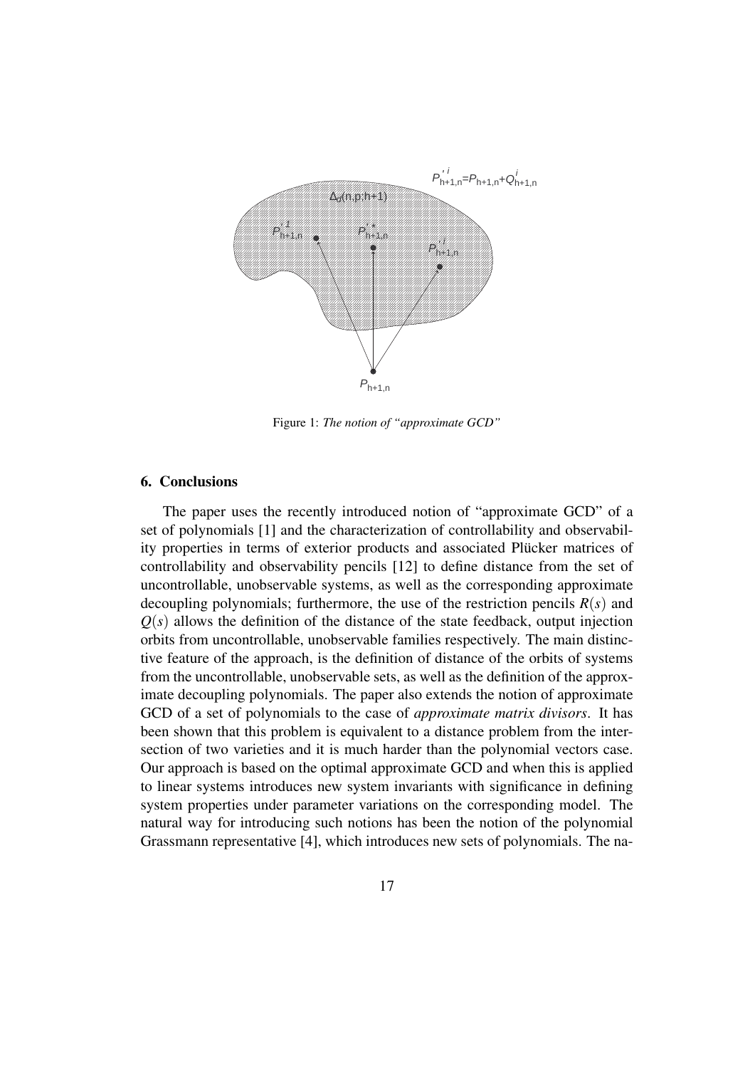Figure 1: *The notion of "approximate GCD"*

## 6. Conclusions

The paper uses the recently introduced notion of "approximate GCD" of a set of polynomials [1] and the characterization of controllability and observability properties in terms of exterior products and associated Plücker matrices of controllability and observability pencils [12] to define distance from the set of uncontrollable, unobservable systems, as well as the corresponding approximate decoupling polynomials; furthermore, the use of the restriction pencils $R(s)$ and $Q(s)$ allows the definition of the distance of the state feedback, output injection orbits from uncontrollable, unobservable families respectively. The main distinctive feature of the approach, is the definition of distance of the orbits of systems from the uncontrollable, unobservable sets, as well as the definition of the approximate decoupling polynomials. The paper also extends the notion of approximate GCD of a set of polynomials to the case of *approximate matrix divisors*. It has been shown that this problem is equivalent to a distance problem from the intersection of two varieties and it is much harder than the polynomial vectors case. Our approach is based on the optimal approximate GCD and when this is applied to linear systems introduces new system invariants with significance in defining system properties under parameter variations on the corresponding model. The natural way for introducing such notions has been the notion of the polynomial Grassmann representative [4], which introduces new sets of polynomials. The na-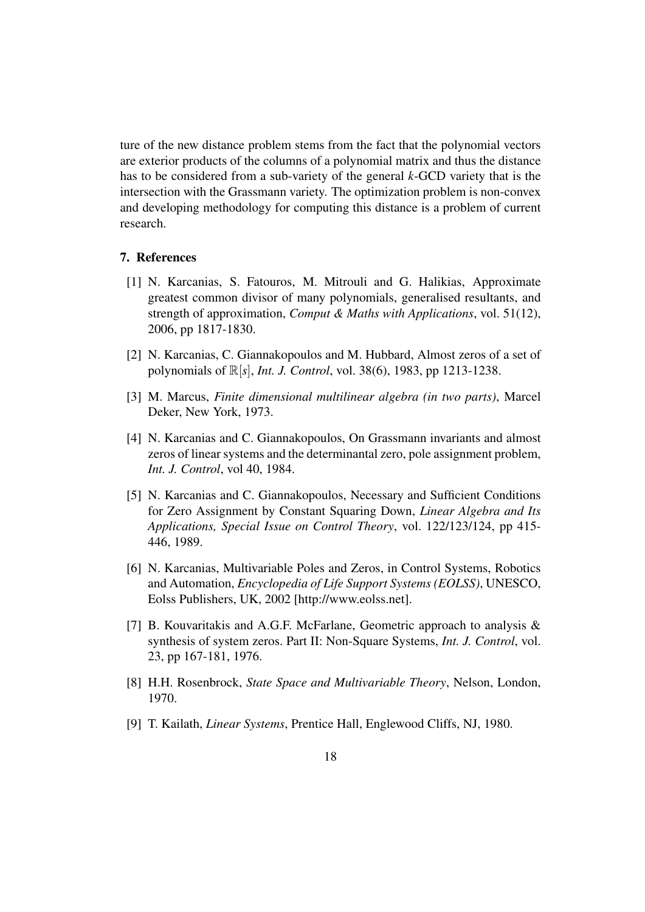ture of the new distance problem stems from the fact that the polynomial vectors are exterior products of the columns of a polynomial matrix and thus the distance has to be considered from a sub-variety of the general $k$-GCD variety that is the intersection with the Grassmann variety. The optimization problem is non-convex and developing methodology for computing this distance is a problem of current research.

## 7. References

[1] N. Karcanias, S. Fatouros, M. Mitrouli and G. Halikias, Approximate greatest common divisor of many polynomials, generalised resultants, and strength of approximation, *Comput & Maths with Applications*, vol. 51(12), 2006, pp 1817-1830.

[2] N. Karcanias, C. Giannakopoulos and M. Hubbard, Almost zeros of a set of polynomials of $\mathbb{R}[s]$, *Int. J. Control*, vol. 38(6), 1983, pp 1213-1238.

[3] M. Marcus, *Finite dimensional multilinear algebra (in two parts)*, Marcel Deker, New York, 1973.

[4] N. Karcanias and C. Giannakopoulos, On Grassmann invariants and almost zeros of linear systems and the determinantal zero, pole assignment problem, *Int. J. Control*, vol 40, 1984.

[5] N. Karcanias and C. Giannakopoulos, Necessary and Sufficient Conditions for Zero Assignment by Constant Squaring Down, *Linear Algebra and Its Applications, Special Issue on Control Theory*, vol. 122/123/124, pp 415-446, 1989.

[6] N. Karcanias, Multivariable Poles and Zeros, in Control Systems, Robotics and Automation, *Encyclopedia of Life Support Systems (EOLSS)*, UNESCO, Eolss Publishers, UK, 2002 [http://www.eolss.net].

[7] B. Kouvaritakis and A.G.F. McFarlane, Geometric approach to analysis & synthesis of system zeros. Part II: Non-Square Systems, *Int. J. Control*, vol. 23, pp 167-181, 1976.

[8] H.H. Rosenbrock, *State Space and Multivariable Theory*, Nelson, London, 1970.

[9] T. Kailath, *Linear Systems*, Prentice Hall, Englewood Cliffs, NJ, 1980.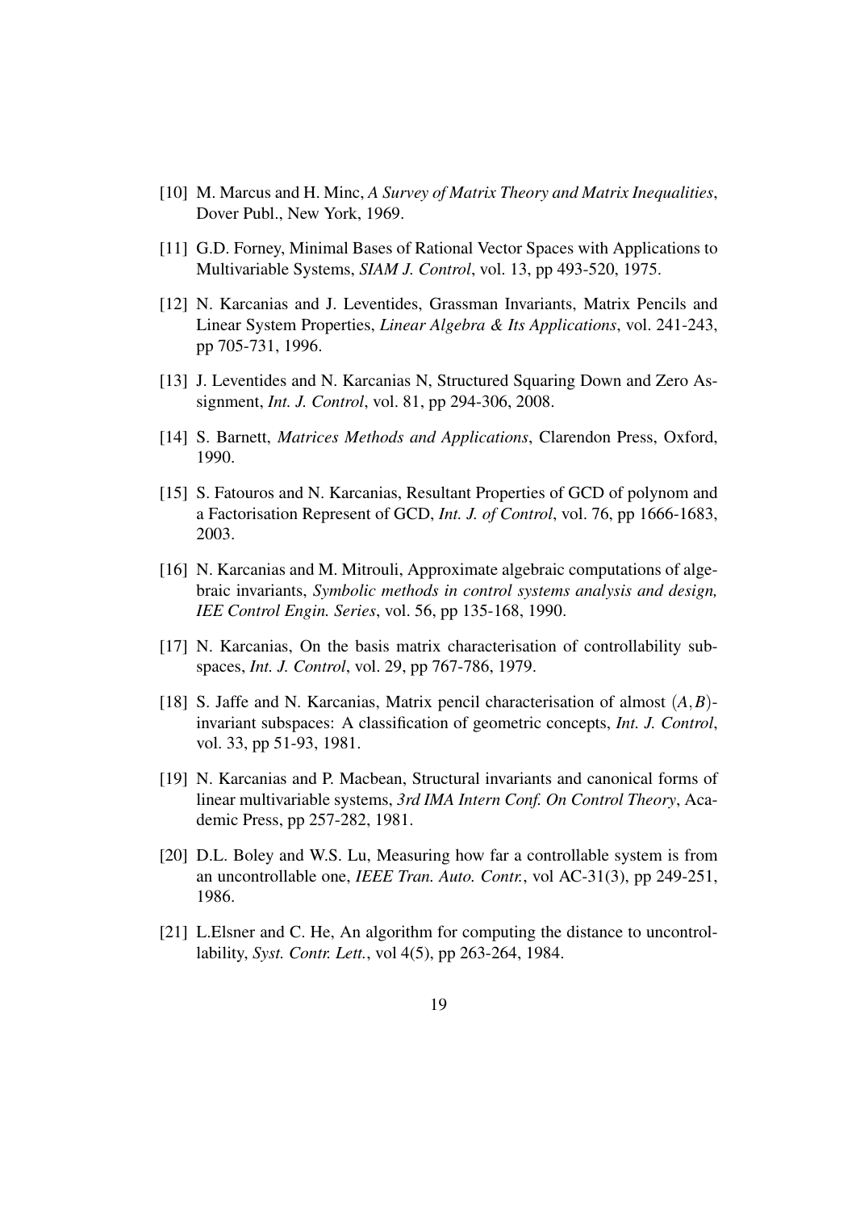[10] M. Marcus and H. Minc, *A Survey of Matrix Theory and Matrix Inequalities*, Dover Publ., New York, 1969.

[11] G.D. Forney, Minimal Bases of Rational Vector Spaces with Applications to Multivariable Systems, *SIAM J. Control*, vol. 13, pp 493-520, 1975.

[12] N. Karcanias and J. Leventides, Grassman Invariants, Matrix Pencils and Linear System Properties, *Linear Algebra & Its Applications*, vol. 241-243, pp 705-731, 1996.

[13] J. Leventides and N. Karcanias N, Structured Squaring Down and Zero Assignment, *Int. J. Control*, vol. 81, pp 294-306, 2008.

[14] S. Barnett, *Matrices Methods and Applications*, Clarendon Press, Oxford, 1990.

[15] S. Fatouros and N. Karcanias, Resultant Properties of GCD of polynom and a Factorisation Represent of GCD, *Int. J. of Control*, vol. 76, pp 1666-1683, 2003.

[16] N. Karcanias and M. Mitrouli, Approximate algebraic computations of algebraic invariants, *Symbolic methods in control systems analysis and design, IEE Control Engin. Series*, vol. 56, pp 135-168, 1990.

[17] N. Karcanias, On the basis matrix characterisation of controllability subspaces, *Int. J. Control*, vol. 29, pp 767-786, 1979.

[18] S. Jaffe and N. Karcanias, Matrix pencil characterisation of almost $(A,B)$-invariant subspaces: A classification of geometric concepts, *Int. J. Control*, vol. 33, pp 51-93, 1981.

[19] N. Karcanias and P. Macbean, Structural invariants and canonical forms of linear multivariable systems, *3rd IMA Intern Conf. On Control Theory*, Academic Press, pp 257-282, 1981.

[20] D.L. Boley and W.S. Lu, Measuring how far a controllable system is from an uncontrollable one, *IEEE Tran. Auto. Contr.*, vol AC-31(3), pp 249-251, 1986.

[21] L.Elsner and C. He, An algorithm for computing the distance to uncontrollability, *Syst. Contr. Lett.*, vol 4(5), pp 263-264, 1984.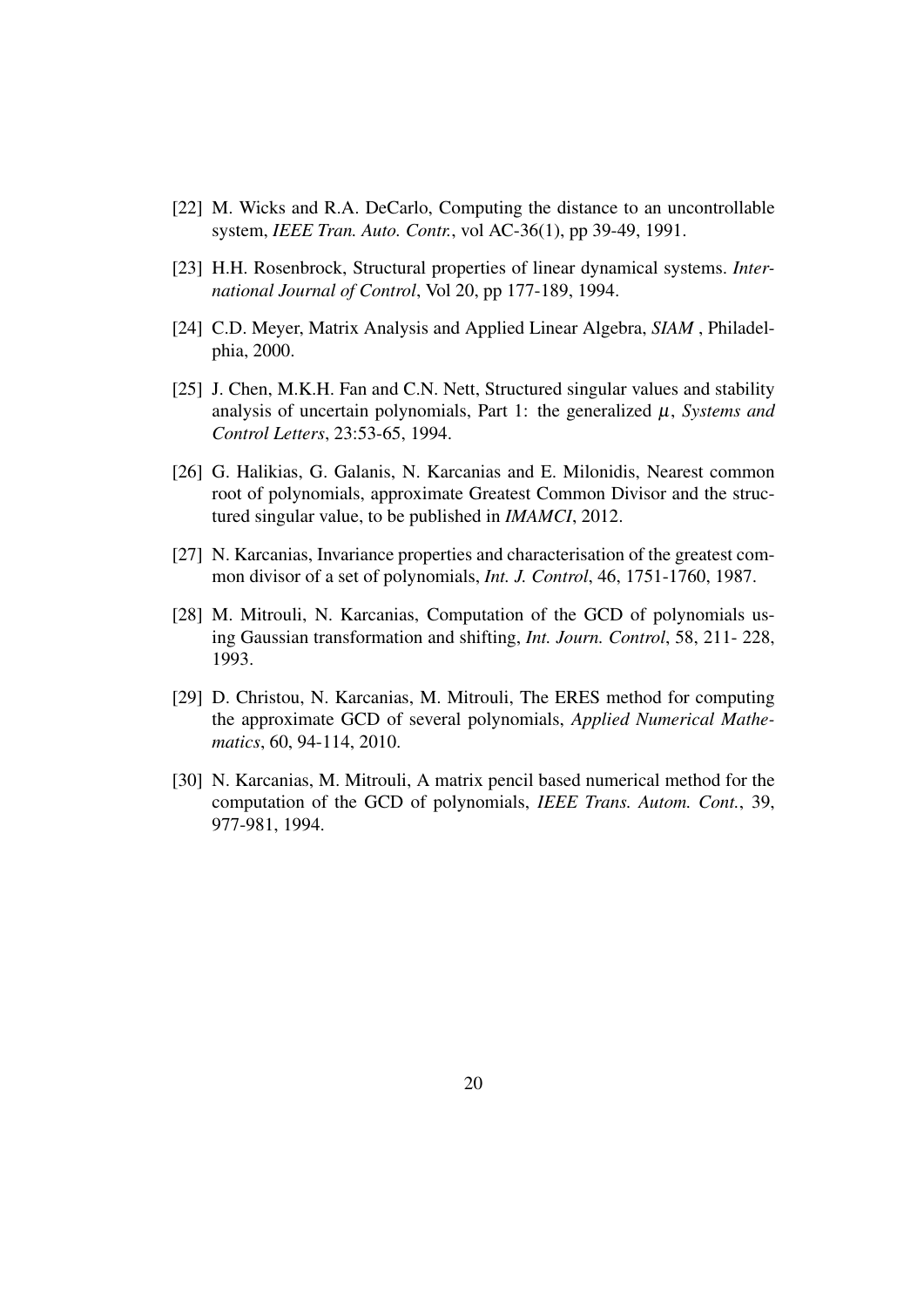[22] M. Wicks and R.A. DeCarlo, Computing the distance to an uncontrollable system, *IEEE Tran. Auto. Contr.*, vol AC-36(1), pp 39-49, 1991.

[23] H.H. Rosenbrock, Structural properties of linear dynamical systems. *International Journal of Control*, Vol 20, pp 177-189, 1994.

[24] C.D. Meyer, Matrix Analysis and Applied Linear Algebra, *SIAM* , Philadelphia, 2000.

[25] J. Chen, M.K.H. Fan and C.N. Nett, Structured singular values and stability analysis of uncertain polynomials, Part 1: the generalized $\mu$, *Systems and Control Letters*, 23:53-65, 1994.

[26] G. Halikias, G. Galanis, N. Karcanias and E. Milonidis, Nearest common root of polynomials, approximate Greatest Common Divisor and the structured singular value, to be published in *IMAMCI*, 2012.

[27] N. Karcanias, Invariance properties and characterisation of the greatest common divisor of a set of polynomials, *Int. J. Control*, 46, 1751-1760, 1987.

[28] M. Mitrouli, N. Karcanias, Computation of the GCD of polynomials using Gaussian transformation and shifting, *Int. Journ. Control*, 58, 211- 228, 1993.

[29] D. Christou, N. Karcanias, M. Mitrouli, The ERES method for computing the approximate GCD of several polynomials, *Applied Numerical Mathematics*, 60, 94-114, 2010.

[30] N. Karcanias, M. Mitrouli, A matrix pencil based numerical method for the computation of the GCD of polynomials, *IEEE Trans. Autom. Cont.*, 39, 977-981, 1994.